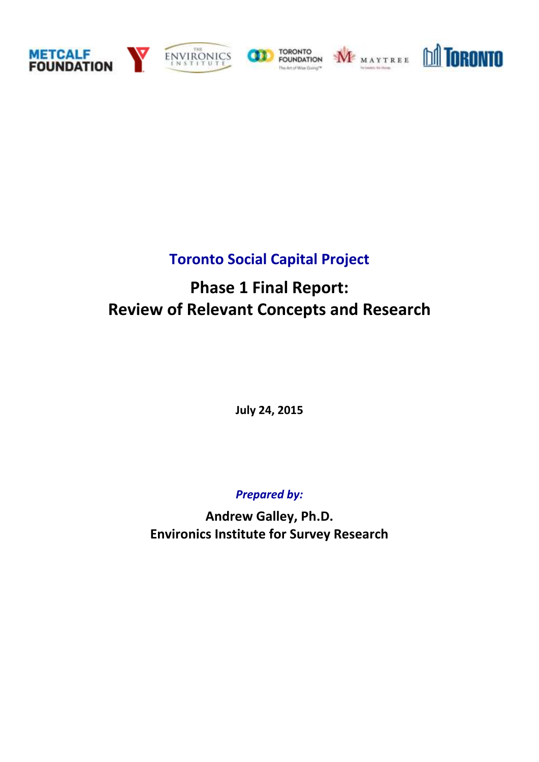# Toronto Social Capital Project

## Phase 1 Final Report:
## Review of Relevant Concepts and Research

**July 24, 2015**

***Prepared by:***

**Andrew Galley, Ph.D.**
**Environics Institute for Survey Research**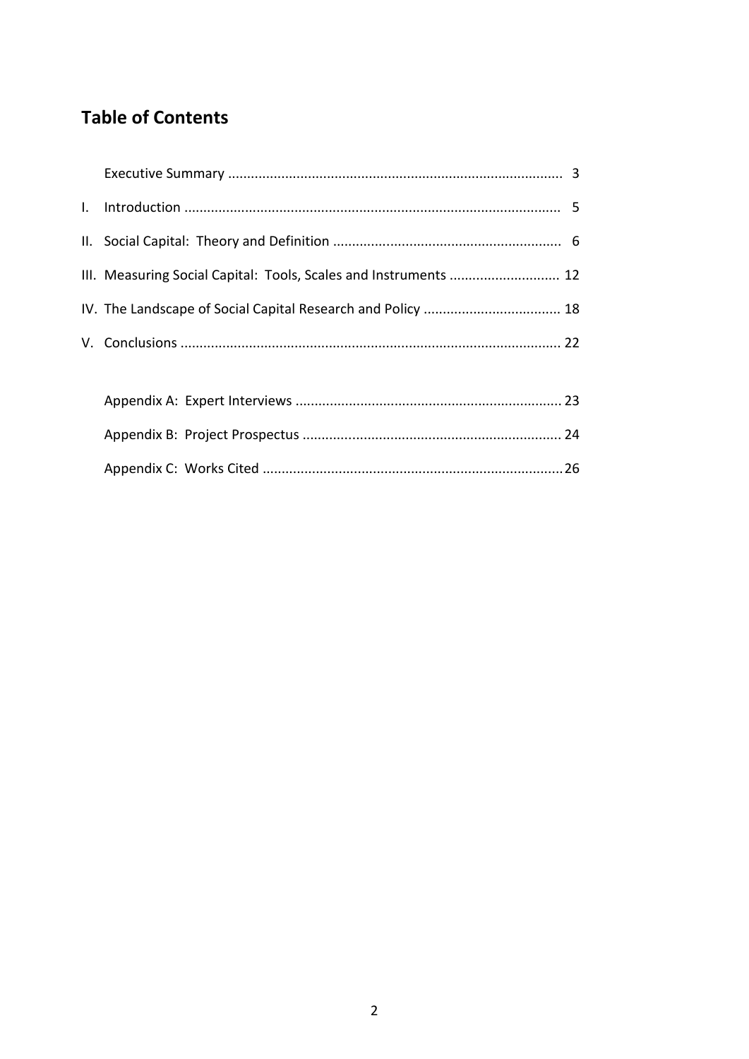## Table of Contents

| | | |
|---|---|---|
| | Executive Summary | 3 |
| I. | Introduction | 5 |
| II. | Social Capital: Theory and Definition | 6 |
| III. | Measuring Social Capital: Tools, Scales and Instruments | 12 |
| IV. | The Landscape of Social Capital Research and Policy | 18 |
| V. | Conclusions | 22 |
| | Appendix A: Expert Interviews | 23 |
| | Appendix B: Project Prospectus | 24 |
| | Appendix C: Works Cited | 26 |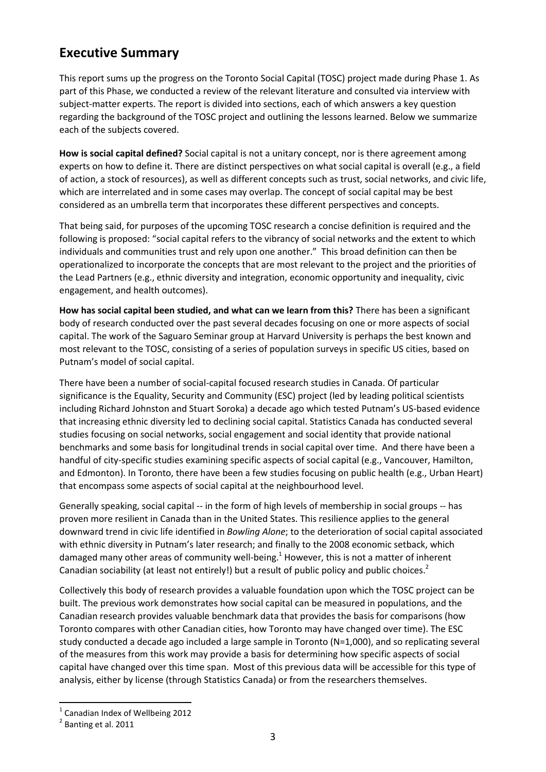## Executive Summary

This report sums up the progress on the Toronto Social Capital (TOSC) project made during Phase 1. As part of this Phase, we conducted a review of the relevant literature and consulted via interview with subject-matter experts. The report is divided into sections, each of which answers a key question regarding the background of the TOSC project and outlining the lessons learned. Below we summarize each of the subjects covered.

**How is social capital defined?** Social capital is not a unitary concept, nor is there agreement among experts on how to define it. There are distinct perspectives on what social capital is overall (e.g., a field of action, a stock of resources), as well as different concepts such as trust, social networks, and civic life, which are interrelated and in some cases may overlap. The concept of social capital may be best considered as an umbrella term that incorporates these different perspectives and concepts.

That being said, for purposes of the upcoming TOSC research a concise definition is required and the following is proposed: "social capital refers to the vibrancy of social networks and the extent to which individuals and communities trust and rely upon one another." This broad definition can then be operationalized to incorporate the concepts that are most relevant to the project and the priorities of the Lead Partners (e.g., ethnic diversity and integration, economic opportunity and inequality, civic engagement, and health outcomes).

**How has social capital been studied, and what can we learn from this?** There has been a significant body of research conducted over the past several decades focusing on one or more aspects of social capital. The work of the Saguaro Seminar group at Harvard University is perhaps the best known and most relevant to the TOSC, consisting of a series of population surveys in specific US cities, based on Putnam's model of social capital.

There have been a number of social-capital focused research studies in Canada. Of particular significance is the Equality, Security and Community (ESC) project (led by leading political scientists including Richard Johnston and Stuart Soroka) a decade ago which tested Putnam's US-based evidence that increasing ethnic diversity led to declining social capital. Statistics Canada has conducted several studies focusing on social networks, social engagement and social identity that provide national benchmarks and some basis for longitudinal trends in social capital over time. And there have been a handful of city-specific studies examining specific aspects of social capital (e.g., Vancouver, Hamilton, and Edmonton). In Toronto, there have been a few studies focusing on public health (e.g., Urban Heart) that encompass some aspects of social capital at the neighbourhood level.

Generally speaking, social capital -- in the form of high levels of membership in social groups -- has proven more resilient in Canada than in the United States. This resilience applies to the general downward trend in civic life identified in *Bowling Alone*; to the deterioration of social capital associated with ethnic diversity in Putnam's later research; and finally to the 2008 economic setback, which damaged many other areas of community well-being.[1] However, this is not a matter of inherent Canadian sociability (at least not entirely!) but a result of public policy and public choices.[2]

Collectively this body of research provides a valuable foundation upon which the TOSC project can be built. The previous work demonstrates how social capital can be measured in populations, and the Canadian research provides valuable benchmark data that provides the basis for comparisons (how Toronto compares with other Canadian cities, how Toronto may have changed over time). The ESC study conducted a decade ago included a large sample in Toronto (N=1,000), and so replicating several of the measures from this work may provide a basis for determining how specific aspects of social capital have changed over this time span. Most of this previous data will be accessible for this type of analysis, either by license (through Statistics Canada) or from the researchers themselves.

---

[1] Canadian Index of Wellbeing 2012

[2] Banting et al. 2011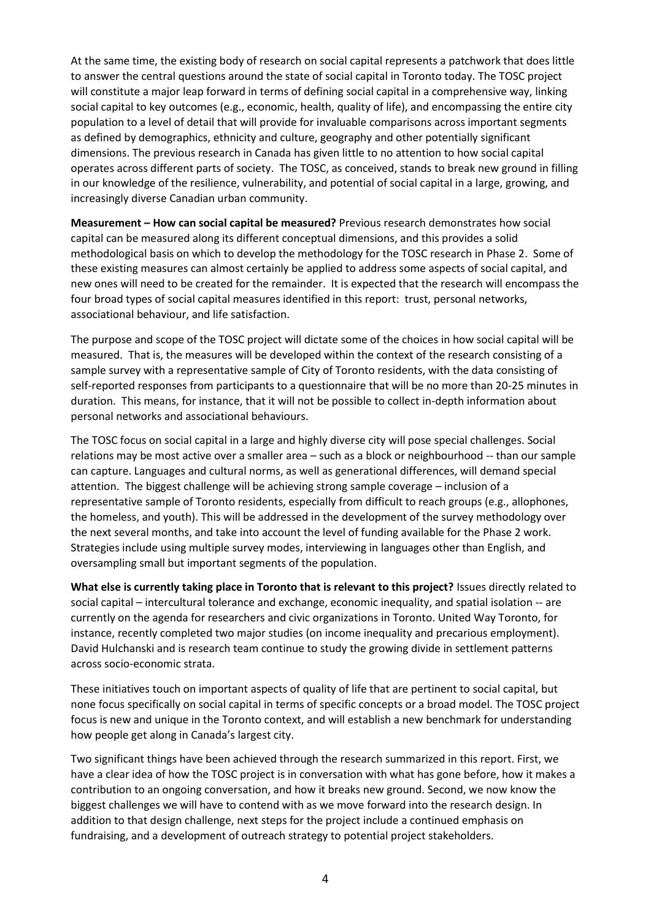At the same time, the existing body of research on social capital represents a patchwork that does little to answer the central questions around the state of social capital in Toronto today. The TOSC project will constitute a major leap forward in terms of defining social capital in a comprehensive way, linking social capital to key outcomes (e.g., economic, health, quality of life), and encompassing the entire city population to a level of detail that will provide for invaluable comparisons across important segments as defined by demographics, ethnicity and culture, geography and other potentially significant dimensions. The previous research in Canada has given little to no attention to how social capital operates across different parts of society. The TOSC, as conceived, stands to break new ground in filling in our knowledge of the resilience, vulnerability, and potential of social capital in a large, growing, and increasingly diverse Canadian urban community.

**Measurement – How can social capital be measured?** Previous research demonstrates how social capital can be measured along its different conceptual dimensions, and this provides a solid methodological basis on which to develop the methodology for the TOSC research in Phase 2. Some of these existing measures can almost certainly be applied to address some aspects of social capital, and new ones will need to be created for the remainder. It is expected that the research will encompass the four broad types of social capital measures identified in this report: trust, personal networks, associational behaviour, and life satisfaction.

The purpose and scope of the TOSC project will dictate some of the choices in how social capital will be measured. That is, the measures will be developed within the context of the research consisting of a sample survey with a representative sample of City of Toronto residents, with the data consisting of self-reported responses from participants to a questionnaire that will be no more than 20-25 minutes in duration. This means, for instance, that it will not be possible to collect in-depth information about personal networks and associational behaviours.

The TOSC focus on social capital in a large and highly diverse city will pose special challenges. Social relations may be most active over a smaller area – such as a block or neighbourhood -- than our sample can capture. Languages and cultural norms, as well as generational differences, will demand special attention. The biggest challenge will be achieving strong sample coverage – inclusion of a representative sample of Toronto residents, especially from difficult to reach groups (e.g., allophones, the homeless, and youth). This will be addressed in the development of the survey methodology over the next several months, and take into account the level of funding available for the Phase 2 work. Strategies include using multiple survey modes, interviewing in languages other than English, and oversampling small but important segments of the population.

**What else is currently taking place in Toronto that is relevant to this project?** Issues directly related to social capital – intercultural tolerance and exchange, economic inequality, and spatial isolation -- are currently on the agenda for researchers and civic organizations in Toronto. United Way Toronto, for instance, recently completed two major studies (on income inequality and precarious employment). David Hulchanski and is research team continue to study the growing divide in settlement patterns across socio-economic strata.

These initiatives touch on important aspects of quality of life that are pertinent to social capital, but none focus specifically on social capital in terms of specific concepts or a broad model. The TOSC project focus is new and unique in the Toronto context, and will establish a new benchmark for understanding how people get along in Canada's largest city.

Two significant things have been achieved through the research summarized in this report. First, we have a clear idea of how the TOSC project is in conversation with what has gone before, how it makes a contribution to an ongoing conversation, and how it breaks new ground. Second, we now know the biggest challenges we will have to contend with as we move forward into the research design. In addition to that design challenge, next steps for the project include a continued emphasis on fundraising, and a development of outreach strategy to potential project stakeholders.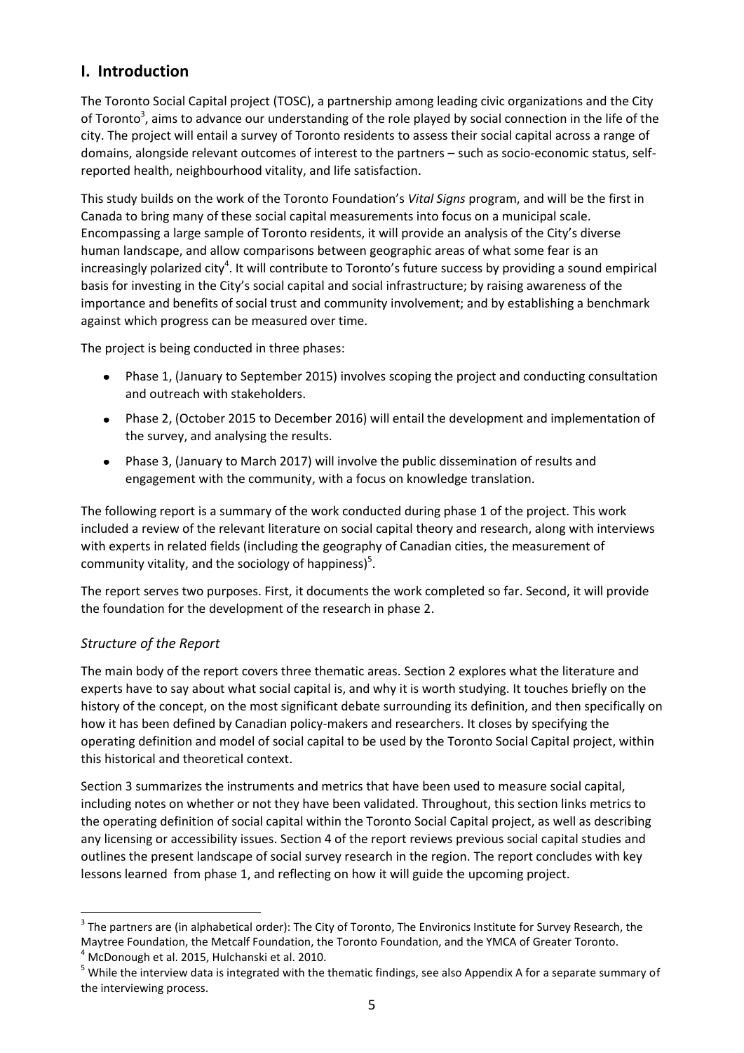## I. Introduction

The Toronto Social Capital project (TOSC), a partnership among leading civic organizations and the City of Toronto[3], aims to advance our understanding of the role played by social connection in the life of the city. The project will entail a survey of Toronto residents to assess their social capital across a range of domains, alongside relevant outcomes of interest to the partners – such as socio-economic status, self-reported health, neighbourhood vitality, and life satisfaction.

This study builds on the work of the Toronto Foundation's *Vital Signs* program, and will be the first in Canada to bring many of these social capital measurements into focus on a municipal scale. Encompassing a large sample of Toronto residents, it will provide an analysis of the City's diverse human landscape, and allow comparisons between geographic areas of what some fear is an increasingly polarized city[4]. It will contribute to Toronto's future success by providing a sound empirical basis for investing in the City's social capital and social infrastructure; by raising awareness of the importance and benefits of social trust and community involvement; and by establishing a benchmark against which progress can be measured over time.

The project is being conducted in three phases:

- Phase 1, (January to September 2015) involves scoping the project and conducting consultation and outreach with stakeholders.
- Phase 2, (October 2015 to December 2016) will entail the development and implementation of the survey, and analysing the results.
- Phase 3, (January to March 2017) will involve the public dissemination of results and engagement with the community, with a focus on knowledge translation.

The following report is a summary of the work conducted during phase 1 of the project. This work included a review of the relevant literature on social capital theory and research, along with interviews with experts in related fields (including the geography of Canadian cities, the measurement of community vitality, and the sociology of happiness)[5].

The report serves two purposes. First, it documents the work completed so far. Second, it will provide the foundation for the development of the research in phase 2.

### *Structure of the Report*

The main body of the report covers three thematic areas. Section 2 explores what the literature and experts have to say about what social capital is, and why it is worth studying. It touches briefly on the history of the concept, on the most significant debate surrounding its definition, and then specifically on how it has been defined by Canadian policy-makers and researchers. It closes by specifying the operating definition and model of social capital to be used by the Toronto Social Capital project, within this historical and theoretical context.

Section 3 summarizes the instruments and metrics that have been used to measure social capital, including notes on whether or not they have been validated. Throughout, this section links metrics to the operating definition of social capital within the Toronto Social Capital project, as well as describing any licensing or accessibility issues. Section 4 of the report reviews previous social capital studies and outlines the present landscape of social survey research in the region. The report concludes with key lessons learned from phase 1, and reflecting on how it will guide the upcoming project.

---

[3] The partners are (in alphabetical order): The City of Toronto, The Environics Institute for Survey Research, the Maytree Foundation, the Metcalf Foundation, the Toronto Foundation, and the YMCA of Greater Toronto.

[4] McDonough et al. 2015, Hulchanski et al. 2010.

[5] While the interview data is integrated with the thematic findings, see also Appendix A for a separate summary of the interviewing process.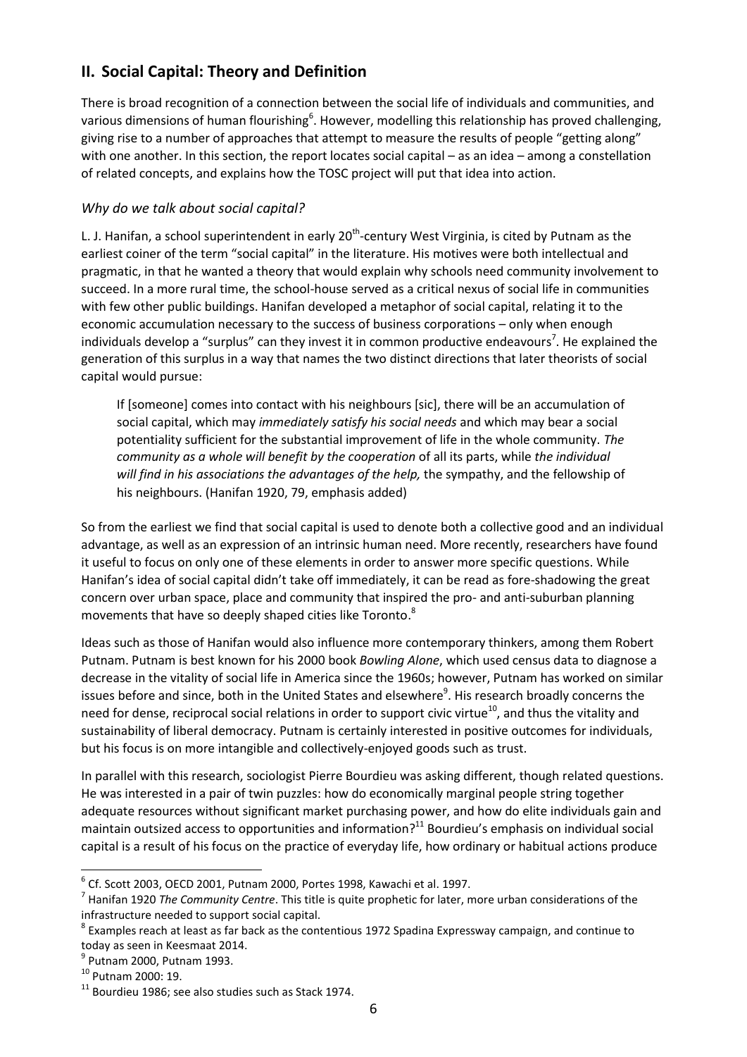## II. Social Capital: Theory and Definition

There is broad recognition of a connection between the social life of individuals and communities, and various dimensions of human flourishing[6]. However, modelling this relationship has proved challenging, giving rise to a number of approaches that attempt to measure the results of people "getting along" with one another. In this section, the report locates social capital – as an idea – among a constellation of related concepts, and explains how the TOSC project will put that idea into action.

### *Why do we talk about social capital?*

L. J. Hanifan, a school superintendent in early 20th-century West Virginia, is cited by Putnam as the earliest coiner of the term "social capital" in the literature. His motives were both intellectual and pragmatic, in that he wanted a theory that would explain why schools need community involvement to succeed. In a more rural time, the school-house served as a critical nexus of social life in communities with few other public buildings. Hanifan developed a metaphor of social capital, relating it to the economic accumulation necessary to the success of business corporations – only when enough individuals develop a "surplus" can they invest it in common productive endeavours[7]. He explained the generation of this surplus in a way that names the two distinct directions that later theorists of social capital would pursue:

> If [someone] comes into contact with his neighbours [sic], there will be an accumulation of social capital, which may *immediately satisfy his social needs* and which may bear a social potentiality sufficient for the substantial improvement of life in the whole community. *The community as a whole will benefit by the cooperation* of all its parts, while *the individual will find in his associations the advantages of the help,* the sympathy, and the fellowship of his neighbours. (Hanifan 1920, 79, emphasis added)

So from the earliest we find that social capital is used to denote both a collective good and an individual advantage, as well as an expression of an intrinsic human need. More recently, researchers have found it useful to focus on only one of these elements in order to answer more specific questions. While Hanifan's idea of social capital didn't take off immediately, it can be read as fore-shadowing the great concern over urban space, place and community that inspired the pro- and anti-suburban planning movements that have so deeply shaped cities like Toronto.[8]

Ideas such as those of Hanifan would also influence more contemporary thinkers, among them Robert Putnam. Putnam is best known for his 2000 book *Bowling Alone*, which used census data to diagnose a decrease in the vitality of social life in America since the 1960s; however, Putnam has worked on similar issues before and since, both in the United States and elsewhere[9]. His research broadly concerns the need for dense, reciprocal social relations in order to support civic virtue[10], and thus the vitality and sustainability of liberal democracy. Putnam is certainly interested in positive outcomes for individuals, but his focus is on more intangible and collectively-enjoyed goods such as trust.

In parallel with this research, sociologist Pierre Bourdieu was asking different, though related questions. He was interested in a pair of twin puzzles: how do economically marginal people string together adequate resources without significant market purchasing power, and how do elite individuals gain and maintain outsized access to opportunities and information?[11] Bourdieu's emphasis on individual social capital is a result of his focus on the practice of everyday life, how ordinary or habitual actions produce

---

[6] Cf. Scott 2003, OECD 2001, Putnam 2000, Portes 1998, Kawachi et al. 1997.

[7] Hanifan 1920 *The Community Centre*. This title is quite prophetic for later, more urban considerations of the infrastructure needed to support social capital.

[8] Examples reach at least as far back as the contentious 1972 Spadina Expressway campaign, and continue to today as seen in Keesmaat 2014.

[9] Putnam 2000, Putnam 1993.

[10] Putnam 2000: 19.

[11] Bourdieu 1986; see also studies such as Stack 1974.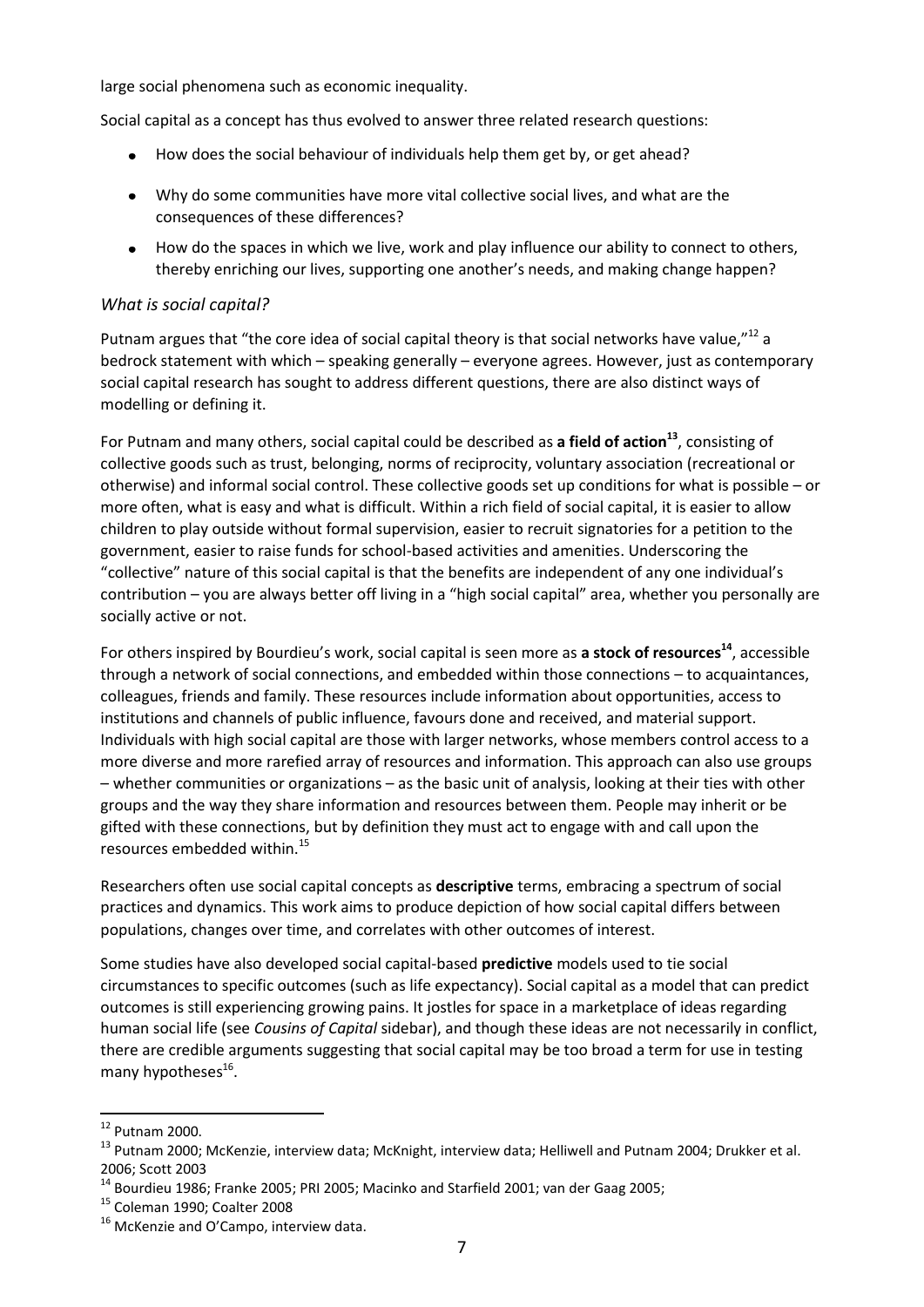large social phenomena such as economic inequality.

Social capital as a concept has thus evolved to answer three related research questions:

- How does the social behaviour of individuals help them get by, or get ahead?
- Why do some communities have more vital collective social lives, and what are the consequences of these differences?
- How do the spaces in which we live, work and play influence our ability to connect to others, thereby enriching our lives, supporting one another's needs, and making change happen?

### *What is social capital?*

Putnam argues that "the core idea of social capital theory is that social networks have value,"[12] a bedrock statement with which – speaking generally – everyone agrees. However, just as contemporary social capital research has sought to address different questions, there are also distinct ways of modelling or defining it.

For Putnam and many others, social capital could be described as **a field of action**[13], consisting of collective goods such as trust, belonging, norms of reciprocity, voluntary association (recreational or otherwise) and informal social control. These collective goods set up conditions for what is possible – or more often, what is easy and what is difficult. Within a rich field of social capital, it is easier to allow children to play outside without formal supervision, easier to recruit signatories for a petition to the government, easier to raise funds for school-based activities and amenities. Underscoring the "collective" nature of this social capital is that the benefits are independent of any one individual's contribution – you are always better off living in a "high social capital" area, whether you personally are socially active or not.

For others inspired by Bourdieu's work, social capital is seen more as **a stock of resources**[14], accessible through a network of social connections, and embedded within those connections – to acquaintances, colleagues, friends and family. These resources include information about opportunities, access to institutions and channels of public influence, favours done and received, and material support. Individuals with high social capital are those with larger networks, whose members control access to a more diverse and more rarefied array of resources and information. This approach can also use groups – whether communities or organizations – as the basic unit of analysis, looking at their ties with other groups and the way they share information and resources between them. People may inherit or be gifted with these connections, but by definition they must act to engage with and call upon the resources embedded within.[15]

Researchers often use social capital concepts as **descriptive** terms, embracing a spectrum of social practices and dynamics. This work aims to produce depiction of how social capital differs between populations, changes over time, and correlates with other outcomes of interest.

Some studies have also developed social capital-based **predictive** models used to tie social circumstances to specific outcomes (such as life expectancy). Social capital as a model that can predict outcomes is still experiencing growing pains. It jostles for space in a marketplace of ideas regarding human social life (see *Cousins of Capital* sidebar), and though these ideas are not necessarily in conflict, there are credible arguments suggesting that social capital may be too broad a term for use in testing many hypotheses[16].

---

[12] Putnam 2000.

[13] Putnam 2000; McKenzie, interview data; McKnight, interview data; Helliwell and Putnam 2004; Drukker et al. 2006; Scott 2003

[14] Bourdieu 1986; Franke 2005; PRI 2005; Macinko and Starfield 2001; van der Gaag 2005;

[15] Coleman 1990; Coalter 2008

[16] McKenzie and O'Campo, interview data.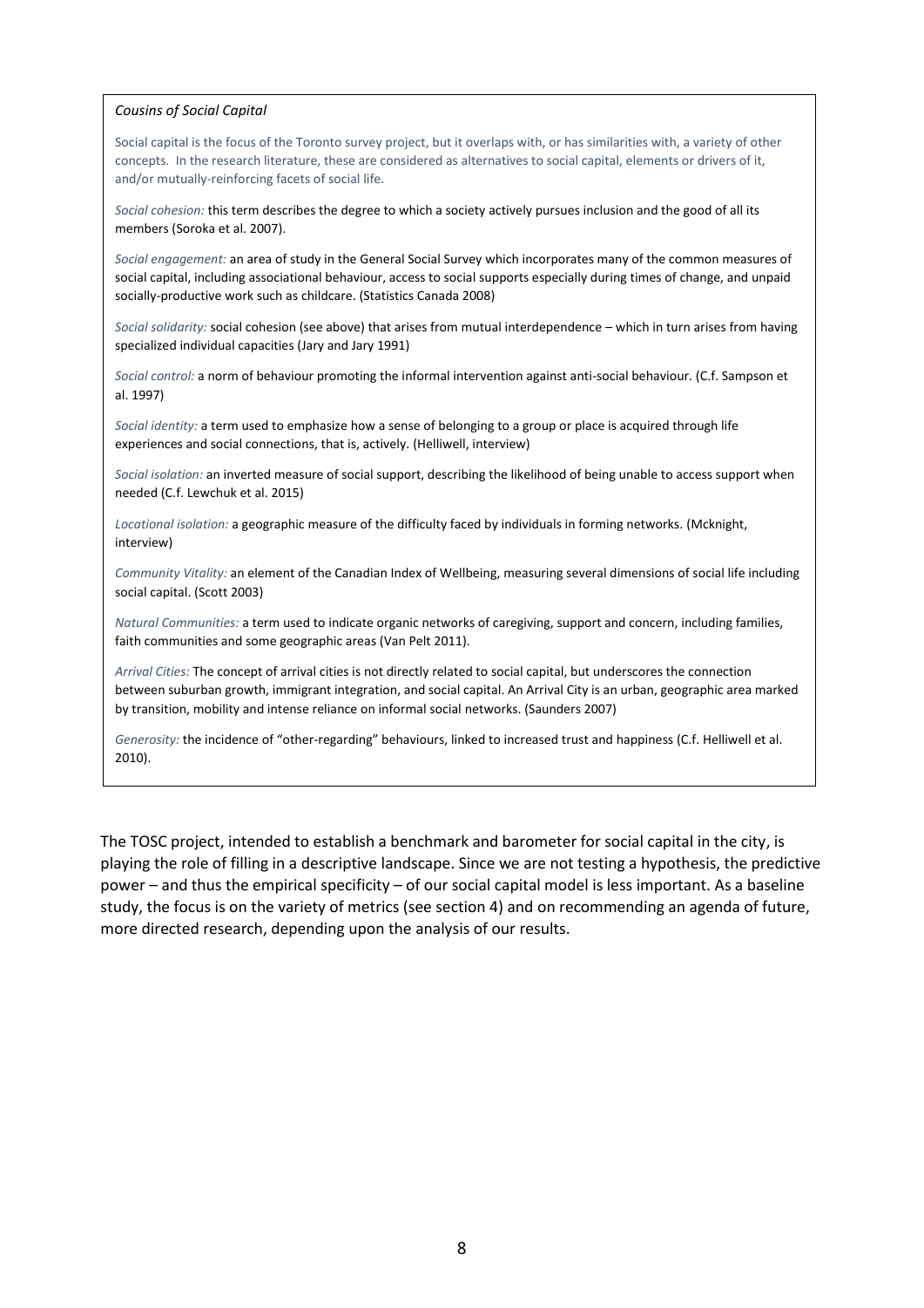*Cousins of Social Capital*

Social capital is the focus of the Toronto survey project, but it overlaps with, or has similarities with, a variety of other concepts. In the research literature, these are considered as alternatives to social capital, elements or drivers of it, and/or mutually-reinforcing facets of social life.

*Social cohesion:* this term describes the degree to which a society actively pursues inclusion and the good of all its members (Soroka et al. 2007).

*Social engagement:* an area of study in the General Social Survey which incorporates many of the common measures of social capital, including associational behaviour, access to social supports especially during times of change, and unpaid socially-productive work such as childcare. (Statistics Canada 2008)

*Social solidarity:* social cohesion (see above) that arises from mutual interdependence – which in turn arises from having specialized individual capacities (Jary and Jary 1991)

*Social control:* a norm of behaviour promoting the informal intervention against anti-social behaviour. (C.f. Sampson et al. 1997)

*Social identity:* a term used to emphasize how a sense of belonging to a group or place is acquired through life experiences and social connections, that is, actively. (Helliwell, interview)

*Social isolation:* an inverted measure of social support, describing the likelihood of being unable to access support when needed (C.f. Lewchuk et al. 2015)

*Locational isolation:* a geographic measure of the difficulty faced by individuals in forming networks. (Mcknight, interview)

*Community Vitality:* an element of the Canadian Index of Wellbeing, measuring several dimensions of social life including social capital. (Scott 2003)

*Natural Communities:* a term used to indicate organic networks of caregiving, support and concern, including families, faith communities and some geographic areas (Van Pelt 2011).

*Arrival Cities:* The concept of arrival cities is not directly related to social capital, but underscores the connection between suburban growth, immigrant integration, and social capital. An Arrival City is an urban, geographic area marked by transition, mobility and intense reliance on informal social networks. (Saunders 2007)

*Generosity:* the incidence of "other-regarding" behaviours, linked to increased trust and happiness (C.f. Helliwell et al. 2010).

The TOSC project, intended to establish a benchmark and barometer for social capital in the city, is playing the role of filling in a descriptive landscape. Since we are not testing a hypothesis, the predictive power – and thus the empirical specificity – of our social capital model is less important. As a baseline study, the focus is on the variety of metrics (see section 4) and on recommending an agenda of future, more directed research, depending upon the analysis of our results.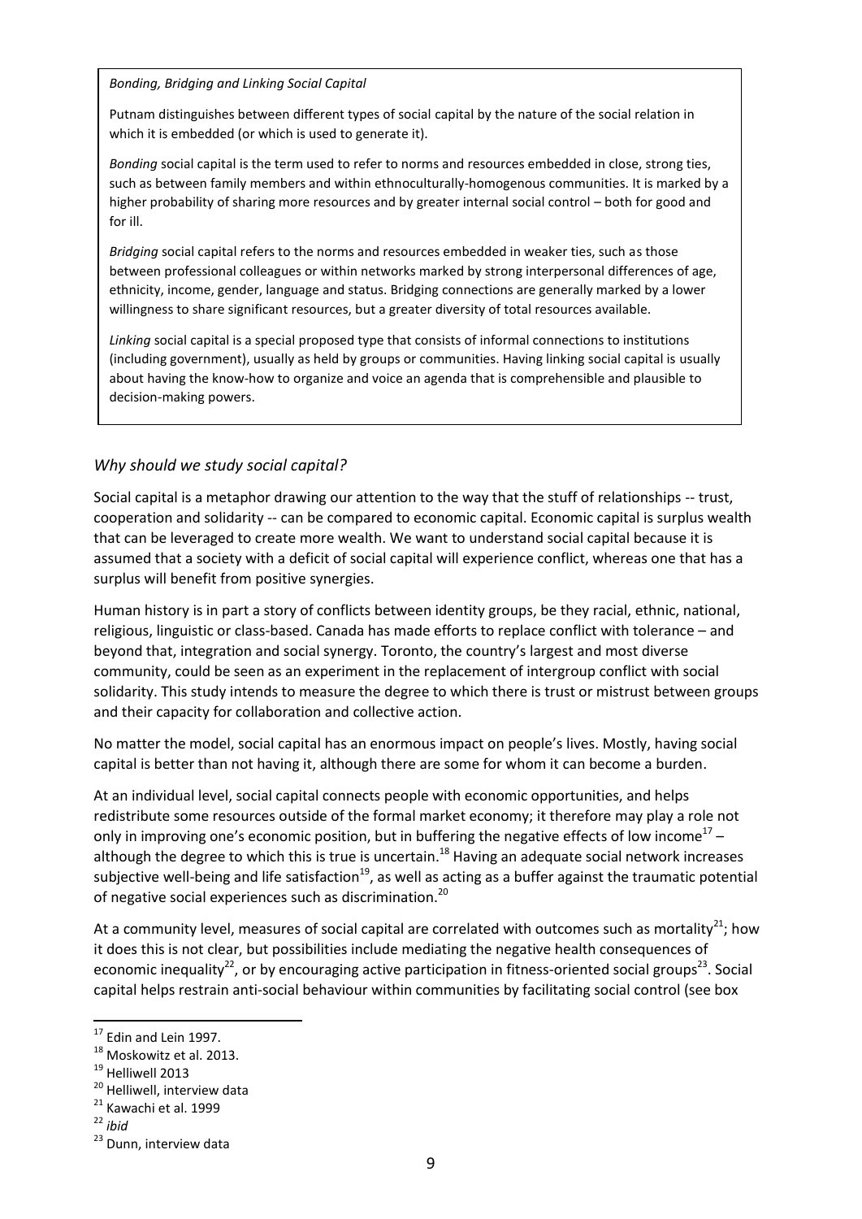*Bonding, Bridging and Linking Social Capital*

Putnam distinguishes between different types of social capital by the nature of the social relation in which it is embedded (or which is used to generate it).

*Bonding* social capital is the term used to refer to norms and resources embedded in close, strong ties, such as between family members and within ethnoculturally-homogenous communities. It is marked by a higher probability of sharing more resources and by greater internal social control – both for good and for ill.

*Bridging* social capital refers to the norms and resources embedded in weaker ties, such as those between professional colleagues or within networks marked by strong interpersonal differences of age, ethnicity, income, gender, language and status. Bridging connections are generally marked by a lower willingness to share significant resources, but a greater diversity of total resources available.

*Linking* social capital is a special proposed type that consists of informal connections to institutions (including government), usually as held by groups or communities. Having linking social capital is usually about having the know-how to organize and voice an agenda that is comprehensible and plausible to decision-making powers.

## *Why should we study social capital?*

Social capital is a metaphor drawing our attention to the way that the stuff of relationships -- trust, cooperation and solidarity -- can be compared to economic capital. Economic capital is surplus wealth that can be leveraged to create more wealth. We want to understand social capital because it is assumed that a society with a deficit of social capital will experience conflict, whereas one that has a surplus will benefit from positive synergies.

Human history is in part a story of conflicts between identity groups, be they racial, ethnic, national, religious, linguistic or class-based. Canada has made efforts to replace conflict with tolerance – and beyond that, integration and social synergy. Toronto, the country's largest and most diverse community, could be seen as an experiment in the replacement of intergroup conflict with social solidarity. This study intends to measure the degree to which there is trust or mistrust between groups and their capacity for collaboration and collective action.

No matter the model, social capital has an enormous impact on people's lives. Mostly, having social capital is better than not having it, although there are some for whom it can become a burden.

At an individual level, social capital connects people with economic opportunities, and helps redistribute some resources outside of the formal market economy; it therefore may play a role not only in improving one's economic position, but in buffering the negative effects of low income[17] – although the degree to which this is true is uncertain.[18] Having an adequate social network increases subjective well-being and life satisfaction[19], as well as acting as a buffer against the traumatic potential of negative social experiences such as discrimination.[20]

At a community level, measures of social capital are correlated with outcomes such as mortality[21]; how it does this is not clear, but possibilities include mediating the negative health consequences of economic inequality[22], or by encouraging active participation in fitness-oriented social groups[23]. Social capital helps restrain anti-social behaviour within communities by facilitating social control (see box

---

[17] Edin and Lein 1997.

[18] Moskowitz et al. 2013.

[19] Helliwell 2013

[20] Helliwell, interview data

[21] Kawachi et al. 1999

[22] *ibid*

[23] Dunn, interview data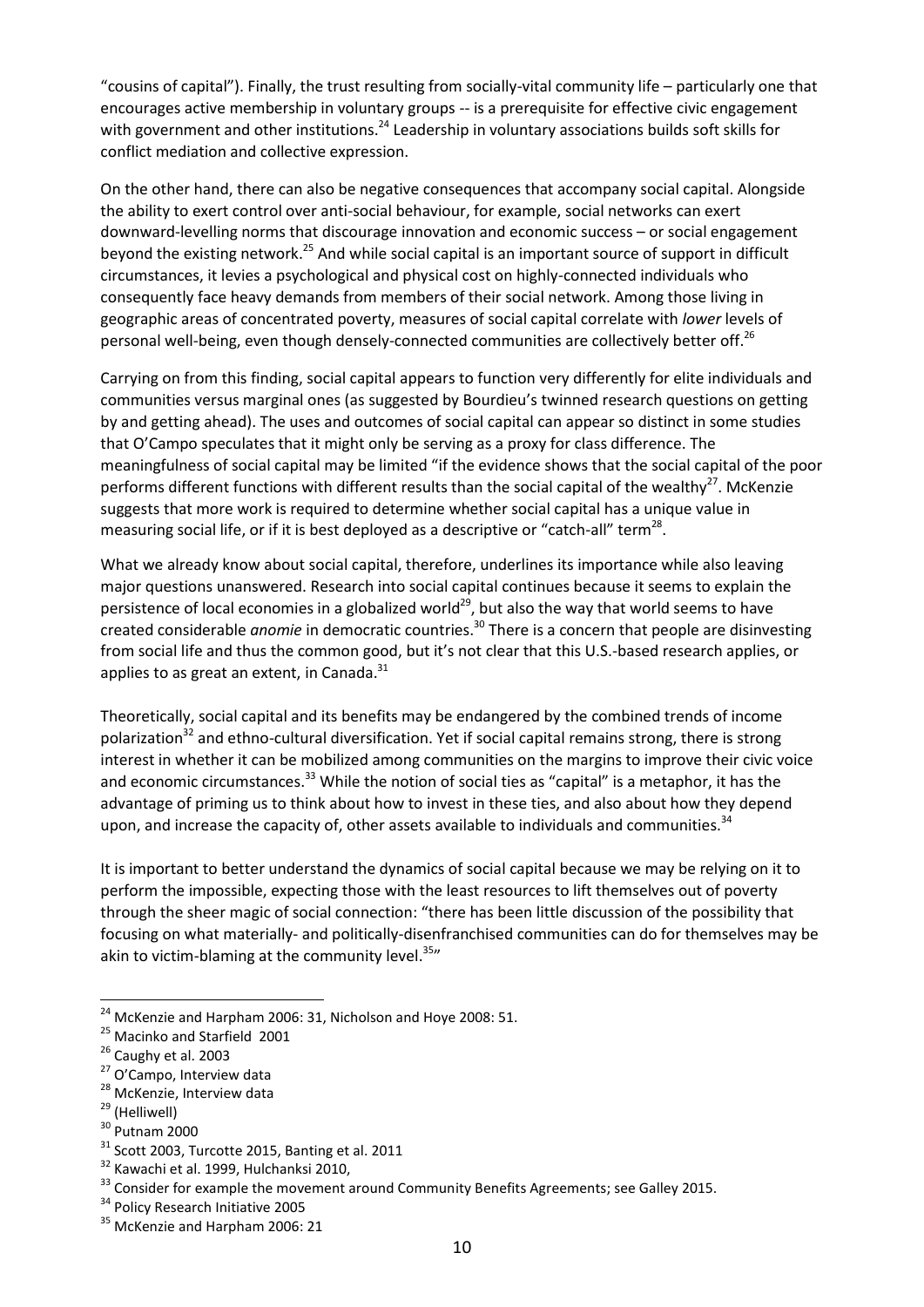"cousins of capital"). Finally, the trust resulting from socially-vital community life – particularly one that encourages active membership in voluntary groups -- is a prerequisite for effective civic engagement with government and other institutions.[24] Leadership in voluntary associations builds soft skills for conflict mediation and collective expression.

On the other hand, there can also be negative consequences that accompany social capital. Alongside the ability to exert control over anti-social behaviour, for example, social networks can exert downward-levelling norms that discourage innovation and economic success – or social engagement beyond the existing network.[25] And while social capital is an important source of support in difficult circumstances, it levies a psychological and physical cost on highly-connected individuals who consequently face heavy demands from members of their social network. Among those living in geographic areas of concentrated poverty, measures of social capital correlate with *lower* levels of personal well-being, even though densely-connected communities are collectively better off.[26]

Carrying on from this finding, social capital appears to function very differently for elite individuals and communities versus marginal ones (as suggested by Bourdieu's twinned research questions on getting by and getting ahead). The uses and outcomes of social capital can appear so distinct in some studies that O'Campo speculates that it might only be serving as a proxy for class difference. The meaningfulness of social capital may be limited "if the evidence shows that the social capital of the poor performs different functions with different results than the social capital of the wealthy[27]. McKenzie suggests that more work is required to determine whether social capital has a unique value in measuring social life, or if it is best deployed as a descriptive or "catch-all" term[28].

What we already know about social capital, therefore, underlines its importance while also leaving major questions unanswered. Research into social capital continues because it seems to explain the persistence of local economies in a globalized world[29], but also the way that world seems to have created considerable *anomie* in democratic countries.[30] There is a concern that people are disinvesting from social life and thus the common good, but it's not clear that this U.S.-based research applies, or applies to as great an extent, in Canada.[31]

Theoretically, social capital and its benefits may be endangered by the combined trends of income polarization[32] and ethno-cultural diversification. Yet if social capital remains strong, there is strong interest in whether it can be mobilized among communities on the margins to improve their civic voice and economic circumstances.[33] While the notion of social ties as "capital" is a metaphor, it has the advantage of priming us to think about how to invest in these ties, and also about how they depend upon, and increase the capacity of, other assets available to individuals and communities.[34]

It is important to better understand the dynamics of social capital because we may be relying on it to perform the impossible, expecting those with the least resources to lift themselves out of poverty through the sheer magic of social connection: "there has been little discussion of the possibility that focusing on what materially- and politically-disenfranchised communities can do for themselves may be akin to victim-blaming at the community level.[35]"

---

[24] McKenzie and Harpham 2006: 31, Nicholson and Hoye 2008: 51.

[25] Macinko and Starfield 2001

[26] Caughy et al. 2003

[27] O'Campo, Interview data

[28] McKenzie, Interview data

[29] (Helliwell)

[30] Putnam 2000

[31] Scott 2003, Turcotte 2015, Banting et al. 2011

[32] Kawachi et al. 1999, Hulchanksi 2010,

[33] Consider for example the movement around Community Benefits Agreements; see Galley 2015.

[34] Policy Research Initiative 2005

[35] McKenzie and Harpham 2006: 21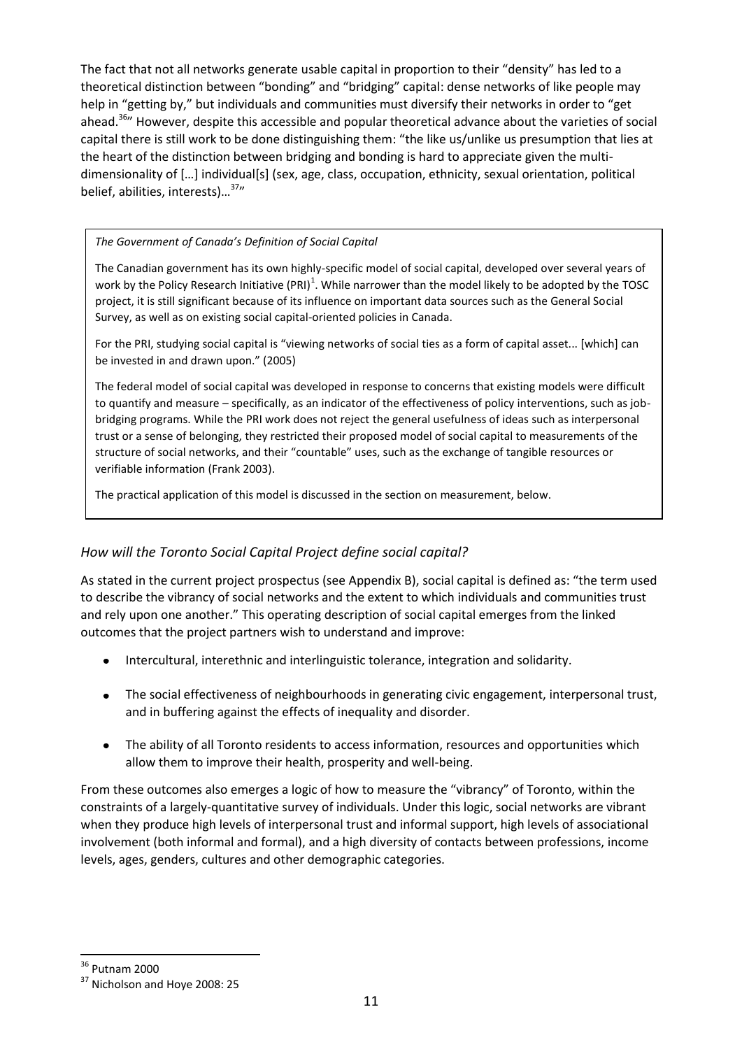The fact that not all networks generate usable capital in proportion to their "density" has led to a theoretical distinction between "bonding" and "bridging" capital: dense networks of like people may help in "getting by," but individuals and communities must diversify their networks in order to "get ahead.[36]" However, despite this accessible and popular theoretical advance about the varieties of social capital there is still work to be done distinguishing them: "the like us/unlike us presumption that lies at the heart of the distinction between bridging and bonding is hard to appreciate given the multi-dimensionality of […] individual[s] (sex, age, class, occupation, ethnicity, sexual orientation, political belief, abilities, interests)…[37]"

> *The Government of Canada's Definition of Social Capital*
>
> The Canadian government has its own highly-specific model of social capital, developed over several years of work by the Policy Research Initiative (PRI)[1]. While narrower than the model likely to be adopted by the TOSC project, it is still significant because of its influence on important data sources such as the General Social Survey, as well as on existing social capital-oriented policies in Canada.
>
> For the PRI, studying social capital is "viewing networks of social ties as a form of capital asset... [which] can be invested in and drawn upon." (2005)
>
> The federal model of social capital was developed in response to concerns that existing models were difficult to quantify and measure – specifically, as an indicator of the effectiveness of policy interventions, such as job-bridging programs. While the PRI work does not reject the general usefulness of ideas such as interpersonal trust or a sense of belonging, they restricted their proposed model of social capital to measurements of the structure of social networks, and their "countable" uses, such as the exchange of tangible resources or verifiable information (Frank 2003).
>
> The practical application of this model is discussed in the section on measurement, below.

### *How will the Toronto Social Capital Project define social capital?*

As stated in the current project prospectus (see Appendix B), social capital is defined as: "the term used to describe the vibrancy of social networks and the extent to which individuals and communities trust and rely upon one another." This operating description of social capital emerges from the linked outcomes that the project partners wish to understand and improve:

- Intercultural, interethnic and interlinguistic tolerance, integration and solidarity.
- The social effectiveness of neighbourhoods in generating civic engagement, interpersonal trust, and in buffering against the effects of inequality and disorder.
- The ability of all Toronto residents to access information, resources and opportunities which allow them to improve their health, prosperity and well-being.

From these outcomes also emerges a logic of how to measure the "vibrancy" of Toronto, within the constraints of a largely-quantitative survey of individuals. Under this logic, social networks are vibrant when they produce high levels of interpersonal trust and informal support, high levels of associational involvement (both informal and formal), and a high diversity of contacts between professions, income levels, ages, genders, cultures and other demographic categories.

---

[36] Putnam 2000

[37] Nicholson and Hoye 2008: 25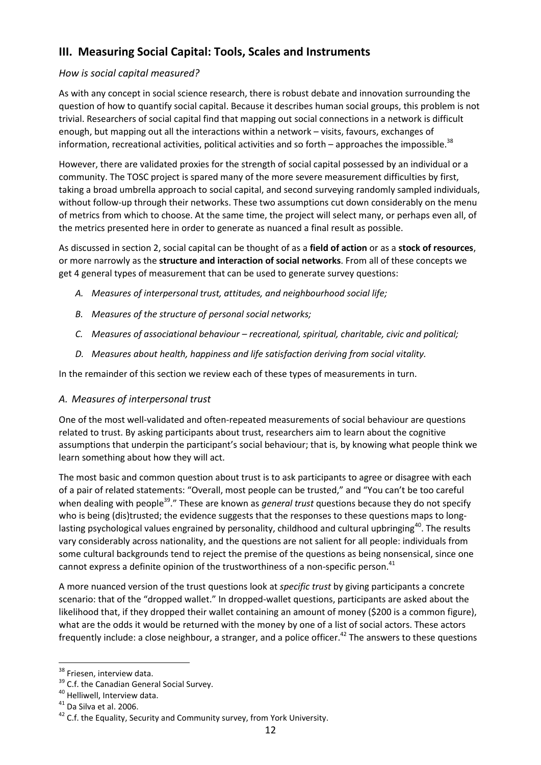## III. Measuring Social Capital: Tools, Scales and Instruments

### *How is social capital measured?*

As with any concept in social science research, there is robust debate and innovation surrounding the question of how to quantify social capital. Because it describes human social groups, this problem is not trivial. Researchers of social capital find that mapping out social connections in a network is difficult enough, but mapping out all the interactions within a network – visits, favours, exchanges of information, recreational activities, political activities and so forth – approaches the impossible.[38]

However, there are validated proxies for the strength of social capital possessed by an individual or a community. The TOSC project is spared many of the more severe measurement difficulties by first, taking a broad umbrella approach to social capital, and second surveying randomly sampled individuals, without follow-up through their networks. These two assumptions cut down considerably on the menu of metrics from which to choose. At the same time, the project will select many, or perhaps even all, of the metrics presented here in order to generate as nuanced a final result as possible.

As discussed in section 2, social capital can be thought of as a **field of action** or as a **stock of resources**, or more narrowly as the **structure and interaction of social networks**. From all of these concepts we get 4 general types of measurement that can be used to generate survey questions:

- *A. Measures of interpersonal trust, attitudes, and neighbourhood social life;*
- *B. Measures of the structure of personal social networks;*
- *C. Measures of associational behaviour – recreational, spiritual, charitable, civic and political;*
- *D. Measures about health, happiness and life satisfaction deriving from social vitality.*

In the remainder of this section we review each of these types of measurements in turn.

### *A. Measures of interpersonal trust*

One of the most well-validated and often-repeated measurements of social behaviour are questions related to trust. By asking participants about trust, researchers aim to learn about the cognitive assumptions that underpin the participant's social behaviour; that is, by knowing what people think we learn something about how they will act.

The most basic and common question about trust is to ask participants to agree or disagree with each of a pair of related statements: "Overall, most people can be trusted," and "You can't be too careful when dealing with people[39]." These are known as *general trust* questions because they do not specify who is being (dis)trusted; the evidence suggests that the responses to these questions maps to long-lasting psychological values engrained by personality, childhood and cultural upbringing[40]. The results vary considerably across nationality, and the questions are not salient for all people: individuals from some cultural backgrounds tend to reject the premise of the questions as being nonsensical, since one cannot express a definite opinion of the trustworthiness of a non-specific person.[41]

A more nuanced version of the trust questions look at *specific trust* by giving participants a concrete scenario: that of the "dropped wallet." In dropped-wallet questions, participants are asked about the likelihood that, if they dropped their wallet containing an amount of money ($200 is a common figure), what are the odds it would be returned with the money by one of a list of social actors. These actors frequently include: a close neighbour, a stranger, and a police officer.[42] The answers to these questions

---

[38] Friesen, interview data.

[39] C.f. the Canadian General Social Survey.

[40] Helliwell, Interview data.

[41] Da Silva et al. 2006.

[42] C.f. the Equality, Security and Community survey, from York University.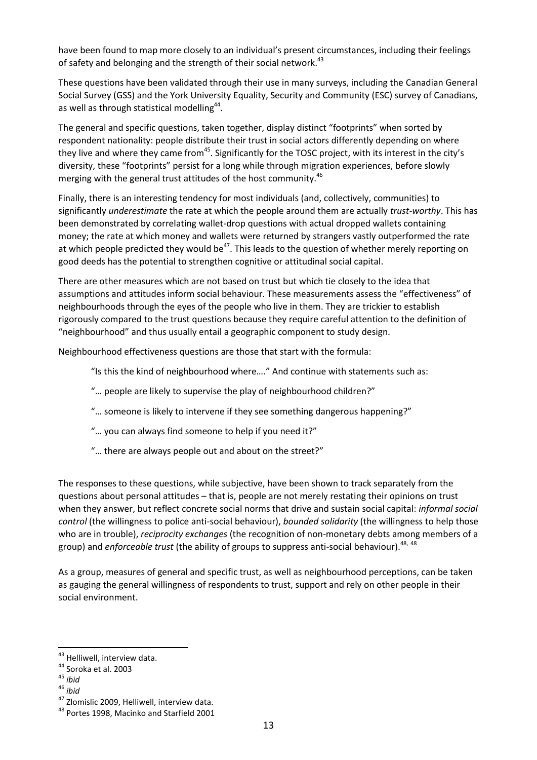have been found to map more closely to an individual's present circumstances, including their feelings of safety and belonging and the strength of their social network.[43]

These questions have been validated through their use in many surveys, including the Canadian General Social Survey (GSS) and the York University Equality, Security and Community (ESC) survey of Canadians, as well as through statistical modelling[44].

The general and specific questions, taken together, display distinct "footprints" when sorted by respondent nationality: people distribute their trust in social actors differently depending on where they live and where they came from[45]. Significantly for the TOSC project, with its interest in the city's diversity, these "footprints" persist for a long while through migration experiences, before slowly merging with the general trust attitudes of the host community.[46]

Finally, there is an interesting tendency for most individuals (and, collectively, communities) to significantly *underestimate* the rate at which the people around them are actually *trust-worthy*. This has been demonstrated by correlating wallet-drop questions with actual dropped wallets containing money; the rate at which money and wallets were returned by strangers vastly outperformed the rate at which people predicted they would be[47]. This leads to the question of whether merely reporting on good deeds has the potential to strengthen cognitive or attitudinal social capital.

There are other measures which are not based on trust but which tie closely to the idea that assumptions and attitudes inform social behaviour. These measurements assess the "effectiveness" of neighbourhoods through the eyes of the people who live in them. They are trickier to establish rigorously compared to the trust questions because they require careful attention to the definition of "neighbourhood" and thus usually entail a geographic component to study design.

Neighbourhood effectiveness questions are those that start with the formula:

> "Is this the kind of neighbourhood where…." And continue with statements such as:
>
> "… people are likely to supervise the play of neighbourhood children?"
>
> "… someone is likely to intervene if they see something dangerous happening?"
>
> "… you can always find someone to help if you need it?"
>
> "… there are always people out and about on the street?"

The responses to these questions, while subjective, have been shown to track separately from the questions about personal attitudes – that is, people are not merely restating their opinions on trust when they answer, but reflect concrete social norms that drive and sustain social capital: *informal social control* (the willingness to police anti-social behaviour), *bounded solidarity* (the willingness to help those who are in trouble), *reciprocity exchanges* (the recognition of non-monetary debts among members of a group) and *enforceable trust* (the ability of groups to suppress anti-social behaviour).[48, 48]

As a group, measures of general and specific trust, as well as neighbourhood perceptions, can be taken as gauging the general willingness of respondents to trust, support and rely on other people in their social environment.

---

[43] Helliwell, interview data.

[44] Soroka et al. 2003

[45] *ibid*

[46] *ibid*

[47] Zlomislic 2009, Helliwell, interview data.

[48] Portes 1998, Macinko and Starfield 2001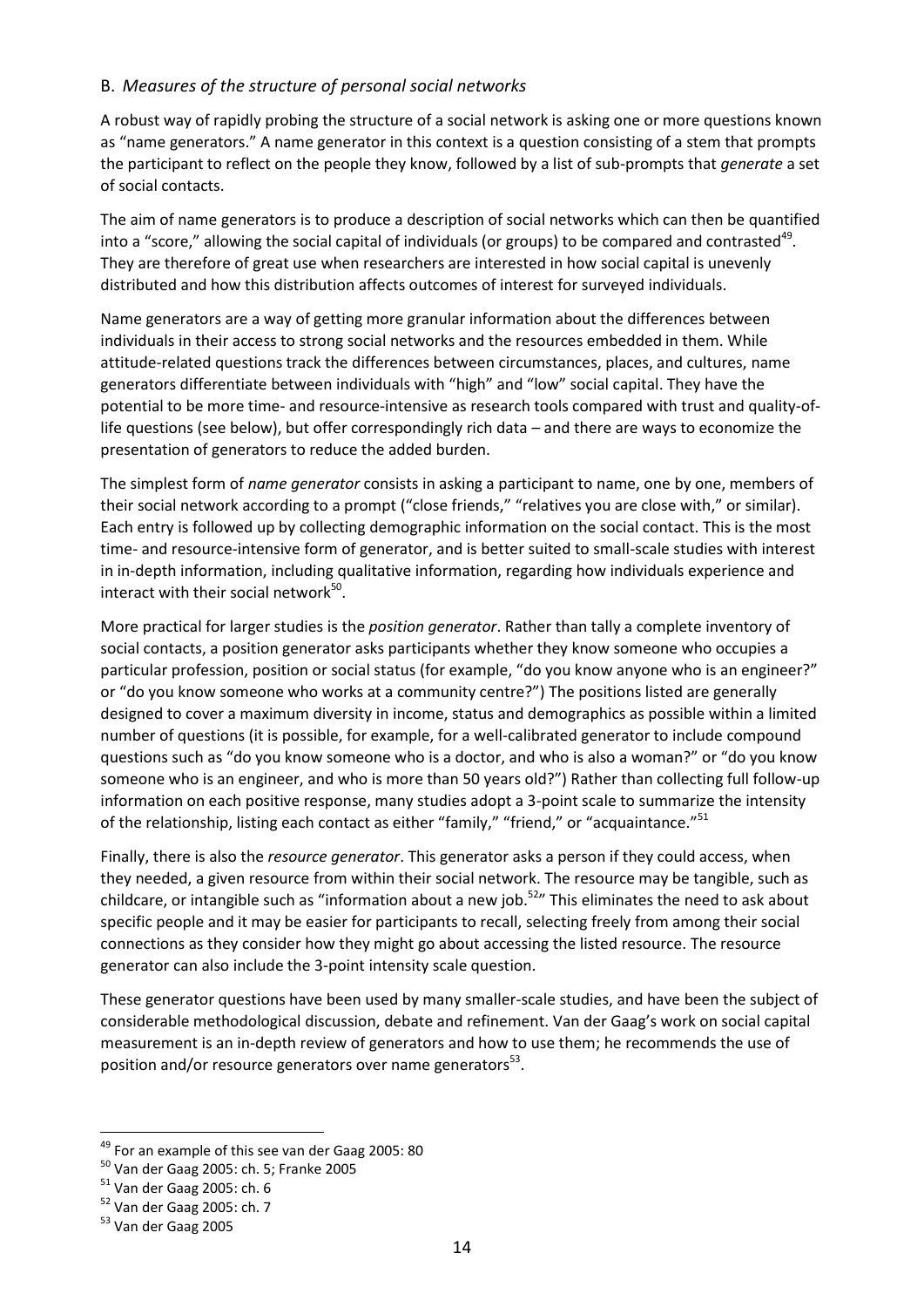### B. *Measures of the structure of personal social networks*

A robust way of rapidly probing the structure of a social network is asking one or more questions known as "name generators." A name generator in this context is a question consisting of a stem that prompts the participant to reflect on the people they know, followed by a list of sub-prompts that *generate* a set of social contacts.

The aim of name generators is to produce a description of social networks which can then be quantified into a "score," allowing the social capital of individuals (or groups) to be compared and contrasted[49]. They are therefore of great use when researchers are interested in how social capital is unevenly distributed and how this distribution affects outcomes of interest for surveyed individuals.

Name generators are a way of getting more granular information about the differences between individuals in their access to strong social networks and the resources embedded in them. While attitude-related questions track the differences between circumstances, places, and cultures, name generators differentiate between individuals with "high" and "low" social capital. They have the potential to be more time- and resource-intensive as research tools compared with trust and quality-of-life questions (see below), but offer correspondingly rich data – and there are ways to economize the presentation of generators to reduce the added burden.

The simplest form of *name generator* consists in asking a participant to name, one by one, members of their social network according to a prompt ("close friends," "relatives you are close with," or similar). Each entry is followed up by collecting demographic information on the social contact. This is the most time- and resource-intensive form of generator, and is better suited to small-scale studies with interest in in-depth information, including qualitative information, regarding how individuals experience and interact with their social network[50].

More practical for larger studies is the *position generator*. Rather than tally a complete inventory of social contacts, a position generator asks participants whether they know someone who occupies a particular profession, position or social status (for example, "do you know anyone who is an engineer?" or "do you know someone who works at a community centre?") The positions listed are generally designed to cover a maximum diversity in income, status and demographics as possible within a limited number of questions (it is possible, for example, for a well-calibrated generator to include compound questions such as "do you know someone who is a doctor, and who is also a woman?" or "do you know someone who is an engineer, and who is more than 50 years old?") Rather than collecting full follow-up information on each positive response, many studies adopt a 3-point scale to summarize the intensity of the relationship, listing each contact as either "family," "friend," or "acquaintance."[51]

Finally, there is also the *resource generator*. This generator asks a person if they could access, when they needed, a given resource from within their social network. The resource may be tangible, such as childcare, or intangible such as "information about a new job.[52]" This eliminates the need to ask about specific people and it may be easier for participants to recall, selecting freely from among their social connections as they consider how they might go about accessing the listed resource. The resource generator can also include the 3-point intensity scale question.

These generator questions have been used by many smaller-scale studies, and have been the subject of considerable methodological discussion, debate and refinement. Van der Gaag's work on social capital measurement is an in-depth review of generators and how to use them; he recommends the use of position and/or resource generators over name generators[53].

---

[49] For an example of this see van der Gaag 2005: 80

[50] Van der Gaag 2005: ch. 5; Franke 2005

[51] Van der Gaag 2005: ch. 6

[52] Van der Gaag 2005: ch. 7

[53] Van der Gaag 2005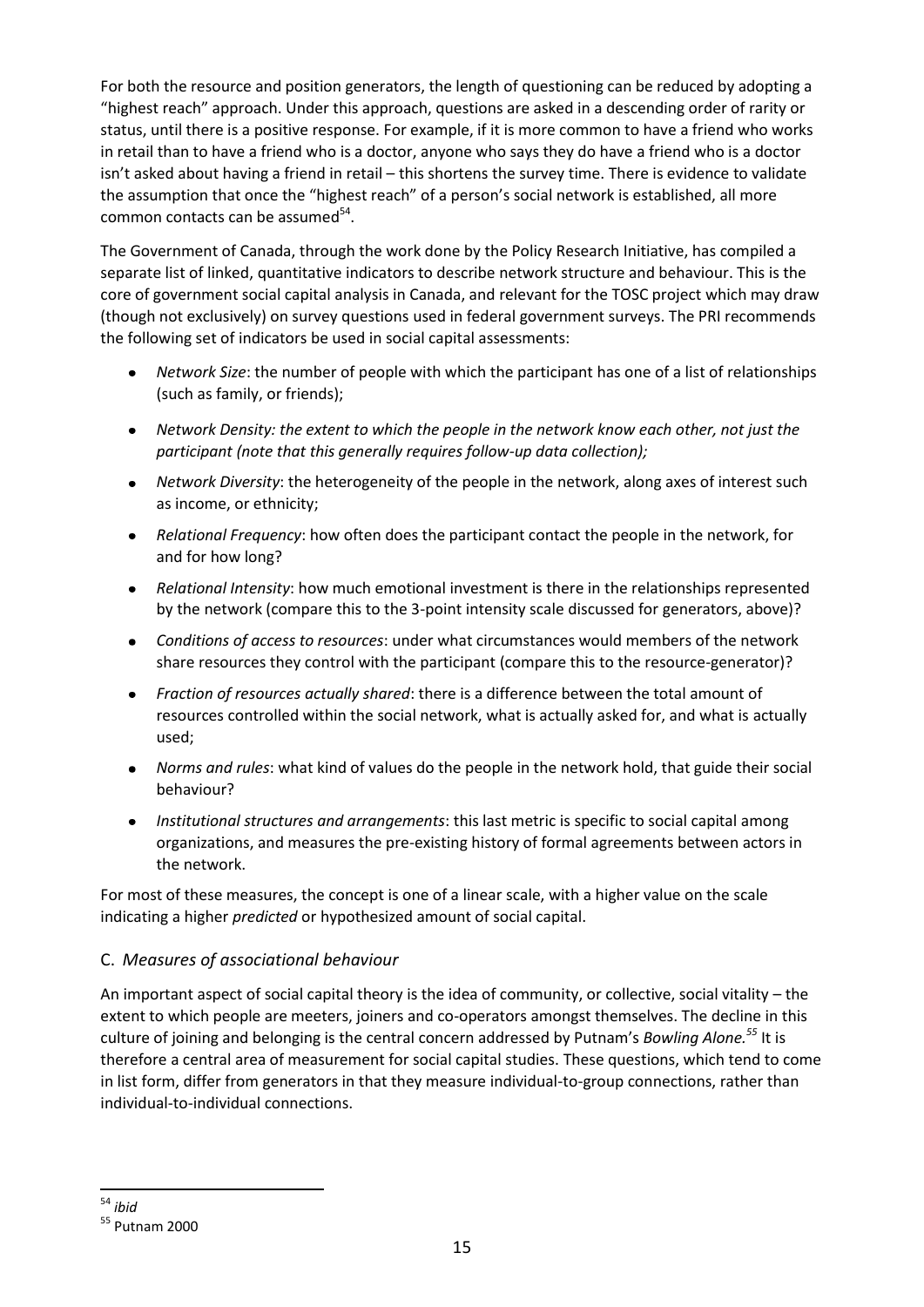For both the resource and position generators, the length of questioning can be reduced by adopting a "highest reach" approach. Under this approach, questions are asked in a descending order of rarity or status, until there is a positive response. For example, if it is more common to have a friend who works in retail than to have a friend who is a doctor, anyone who says they do have a friend who is a doctor isn't asked about having a friend in retail – this shortens the survey time. There is evidence to validate the assumption that once the "highest reach" of a person's social network is established, all more common contacts can be assumed[54].

The Government of Canada, through the work done by the Policy Research Initiative, has compiled a separate list of linked, quantitative indicators to describe network structure and behaviour. This is the core of government social capital analysis in Canada, and relevant for the TOSC project which may draw (though not exclusively) on survey questions used in federal government surveys. The PRI recommends the following set of indicators be used in social capital assessments:

- *Network Size*: the number of people with which the participant has one of a list of relationships (such as family, or friends);
- *Network Density: the extent to which the people in the network know each other, not just the participant (note that this generally requires follow-up data collection);*
- *Network Diversity*: the heterogeneity of the people in the network, along axes of interest such as income, or ethnicity;
- *Relational Frequency*: how often does the participant contact the people in the network, for and for how long?
- *Relational Intensity*: how much emotional investment is there in the relationships represented by the network (compare this to the 3-point intensity scale discussed for generators, above)?
- *Conditions of access to resources*: under what circumstances would members of the network share resources they control with the participant (compare this to the resource-generator)?
- *Fraction of resources actually shared*: there is a difference between the total amount of resources controlled within the social network, what is actually asked for, and what is actually used;
- *Norms and rules*: what kind of values do the people in the network hold, that guide their social behaviour?
- *Institutional structures and arrangements*: this last metric is specific to social capital among organizations, and measures the pre-existing history of formal agreements between actors in the network.

For most of these measures, the concept is one of a linear scale, with a higher value on the scale indicating a higher *predicted* or hypothesized amount of social capital.

### C. *Measures of associational behaviour*

An important aspect of social capital theory is the idea of community, or collective, social vitality – the extent to which people are meeters, joiners and co-operators amongst themselves. The decline in this culture of joining and belonging is the central concern addressed by Putnam's *Bowling Alone.*[55] It is therefore a central area of measurement for social capital studies. These questions, which tend to come in list form, differ from generators in that they measure individual-to-group connections, rather than individual-to-individual connections.

---

[54] *ibid*

[55] Putnam 2000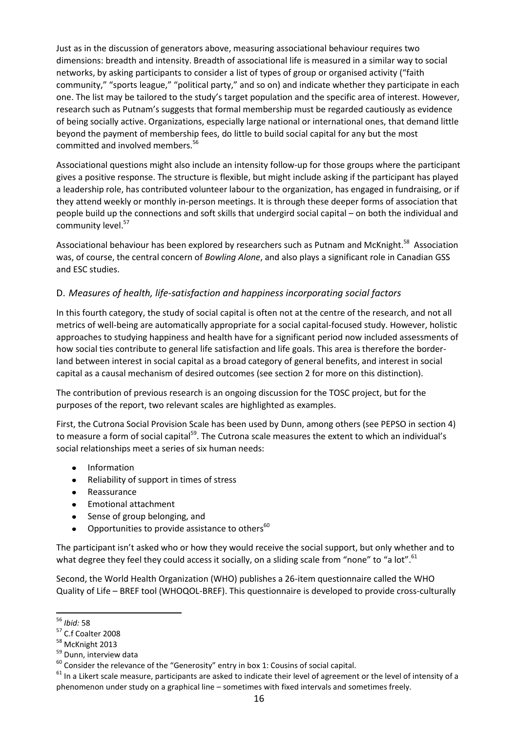Just as in the discussion of generators above, measuring associational behaviour requires two dimensions: breadth and intensity. Breadth of associational life is measured in a similar way to social networks, by asking participants to consider a list of types of group or organised activity ("faith community," "sports league," "political party," and so on) and indicate whether they participate in each one. The list may be tailored to the study's target population and the specific area of interest. However, research such as Putnam's suggests that formal membership must be regarded cautiously as evidence of being socially active. Organizations, especially large national or international ones, that demand little beyond the payment of membership fees, do little to build social capital for any but the most committed and involved members.[56]

Associational questions might also include an intensity follow-up for those groups where the participant gives a positive response. The structure is flexible, but might include asking if the participant has played a leadership role, has contributed volunteer labour to the organization, has engaged in fundraising, or if they attend weekly or monthly in-person meetings. It is through these deeper forms of association that people build up the connections and soft skills that undergird social capital – on both the individual and community level.[57]

Associational behaviour has been explored by researchers such as Putnam and McKnight.[58] Association was, of course, the central concern of *Bowling Alone*, and also plays a significant role in Canadian GSS and ESC studies.

### D. *Measures of health, life-satisfaction and happiness incorporating social factors*

In this fourth category, the study of social capital is often not at the centre of the research, and not all metrics of well-being are automatically appropriate for a social capital-focused study. However, holistic approaches to studying happiness and health have for a significant period now included assessments of how social ties contribute to general life satisfaction and life goals. This area is therefore the border-land between interest in social capital as a broad category of general benefits, and interest in social capital as a causal mechanism of desired outcomes (see section 2 for more on this distinction).

The contribution of previous research is an ongoing discussion for the TOSC project, but for the purposes of the report, two relevant scales are highlighted as examples.

First, the Cutrona Social Provision Scale has been used by Dunn, among others (see PEPSO in section 4) to measure a form of social capital[59]. The Cutrona scale measures the extent to which an individual's social relationships meet a series of six human needs:

- Information
- Reliability of support in times of stress
- Reassurance
- Emotional attachment
- Sense of group belonging, and
- Opportunities to provide assistance to others[60]

The participant isn't asked who or how they would receive the social support, but only whether and to what degree they feel they could access it socially, on a sliding scale from "none" to "a lot".[61]

Second, the World Health Organization (WHO) publishes a 26-item questionnaire called the WHO Quality of Life – BREF tool (WHOQOL-BREF). This questionnaire is developed to provide cross-culturally

---

[56] *Ibid:* 58

[57] C.f Coalter 2008

[58] McKnight 2013

[59] Dunn, interview data

[60] Consider the relevance of the "Generosity" entry in box 1: Cousins of social capital.

[61] In a Likert scale measure, participants are asked to indicate their level of agreement or the level of intensity of a phenomenon under study on a graphical line – sometimes with fixed intervals and sometimes freely.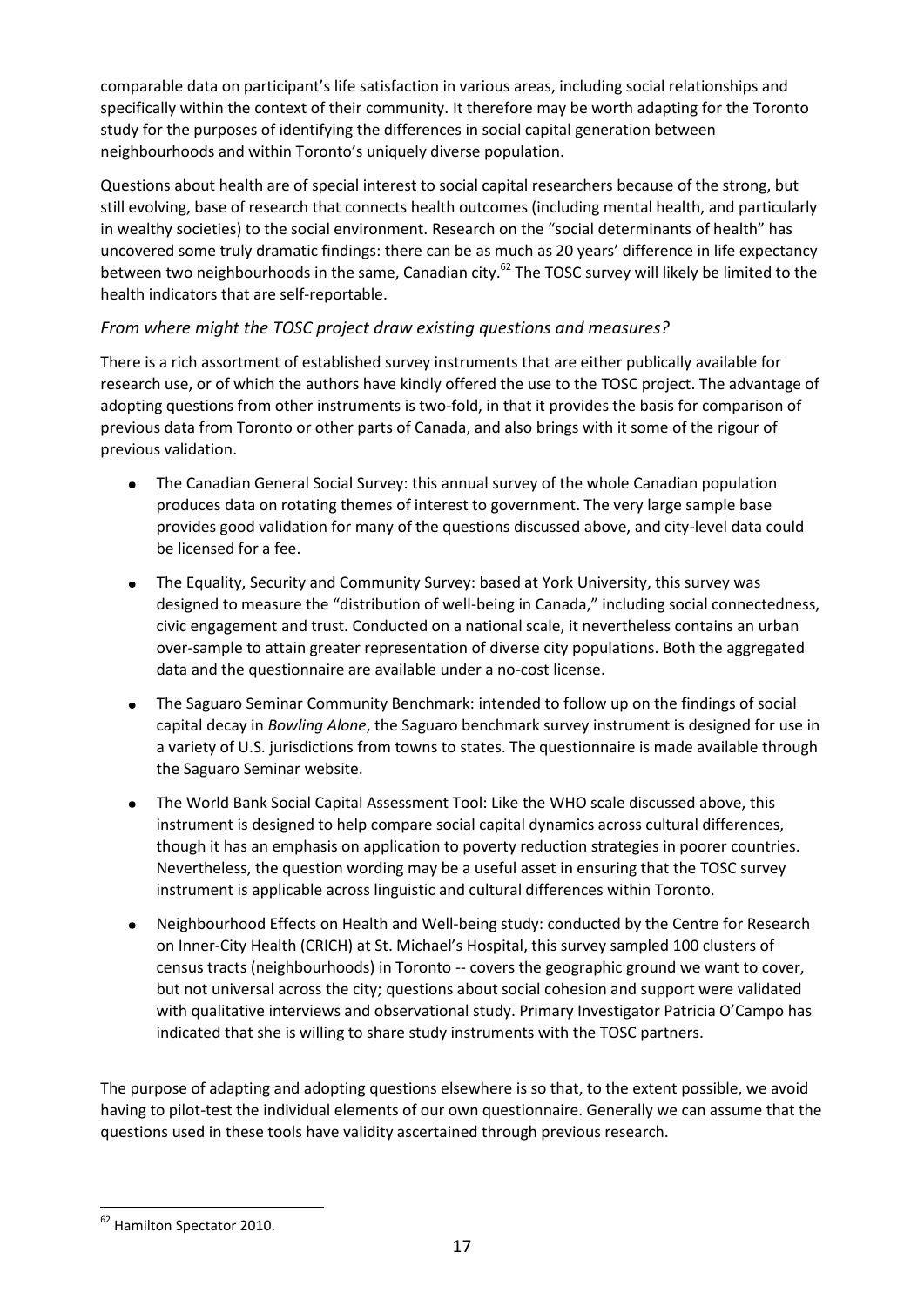comparable data on participant's life satisfaction in various areas, including social relationships and specifically within the context of their community. It therefore may be worth adapting for the Toronto study for the purposes of identifying the differences in social capital generation between neighbourhoods and within Toronto's uniquely diverse population.

Questions about health are of special interest to social capital researchers because of the strong, but still evolving, base of research that connects health outcomes (including mental health, and particularly in wealthy societies) to the social environment. Research on the "social determinants of health" has uncovered some truly dramatic findings: there can be as much as 20 years' difference in life expectancy between two neighbourhoods in the same, Canadian city.[62] The TOSC survey will likely be limited to the health indicators that are self-reportable.

### *From where might the TOSC project draw existing questions and measures?*

There is a rich assortment of established survey instruments that are either publically available for research use, or of which the authors have kindly offered the use to the TOSC project. The advantage of adopting questions from other instruments is two-fold, in that it provides the basis for comparison of previous data from Toronto or other parts of Canada, and also brings with it some of the rigour of previous validation.

- The Canadian General Social Survey: this annual survey of the whole Canadian population produces data on rotating themes of interest to government. The very large sample base provides good validation for many of the questions discussed above, and city-level data could be licensed for a fee.
- The Equality, Security and Community Survey: based at York University, this survey was designed to measure the "distribution of well-being in Canada," including social connectedness, civic engagement and trust. Conducted on a national scale, it nevertheless contains an urban over-sample to attain greater representation of diverse city populations. Both the aggregated data and the questionnaire are available under a no-cost license.
- The Saguaro Seminar Community Benchmark: intended to follow up on the findings of social capital decay in *Bowling Alone*, the Saguaro benchmark survey instrument is designed for use in a variety of U.S. jurisdictions from towns to states. The questionnaire is made available through the Saguaro Seminar website.
- The World Bank Social Capital Assessment Tool: Like the WHO scale discussed above, this instrument is designed to help compare social capital dynamics across cultural differences, though it has an emphasis on application to poverty reduction strategies in poorer countries. Nevertheless, the question wording may be a useful asset in ensuring that the TOSC survey instrument is applicable across linguistic and cultural differences within Toronto.
- Neighbourhood Effects on Health and Well-being study: conducted by the Centre for Research on Inner-City Health (CRICH) at St. Michael's Hospital, this survey sampled 100 clusters of census tracts (neighbourhoods) in Toronto -- covers the geographic ground we want to cover, but not universal across the city; questions about social cohesion and support were validated with qualitative interviews and observational study. Primary Investigator Patricia O'Campo has indicated that she is willing to share study instruments with the TOSC partners.

The purpose of adapting and adopting questions elsewhere is so that, to the extent possible, we avoid having to pilot-test the individual elements of our own questionnaire. Generally we can assume that the questions used in these tools have validity ascertained through previous research.

[62] Hamilton Spectator 2010.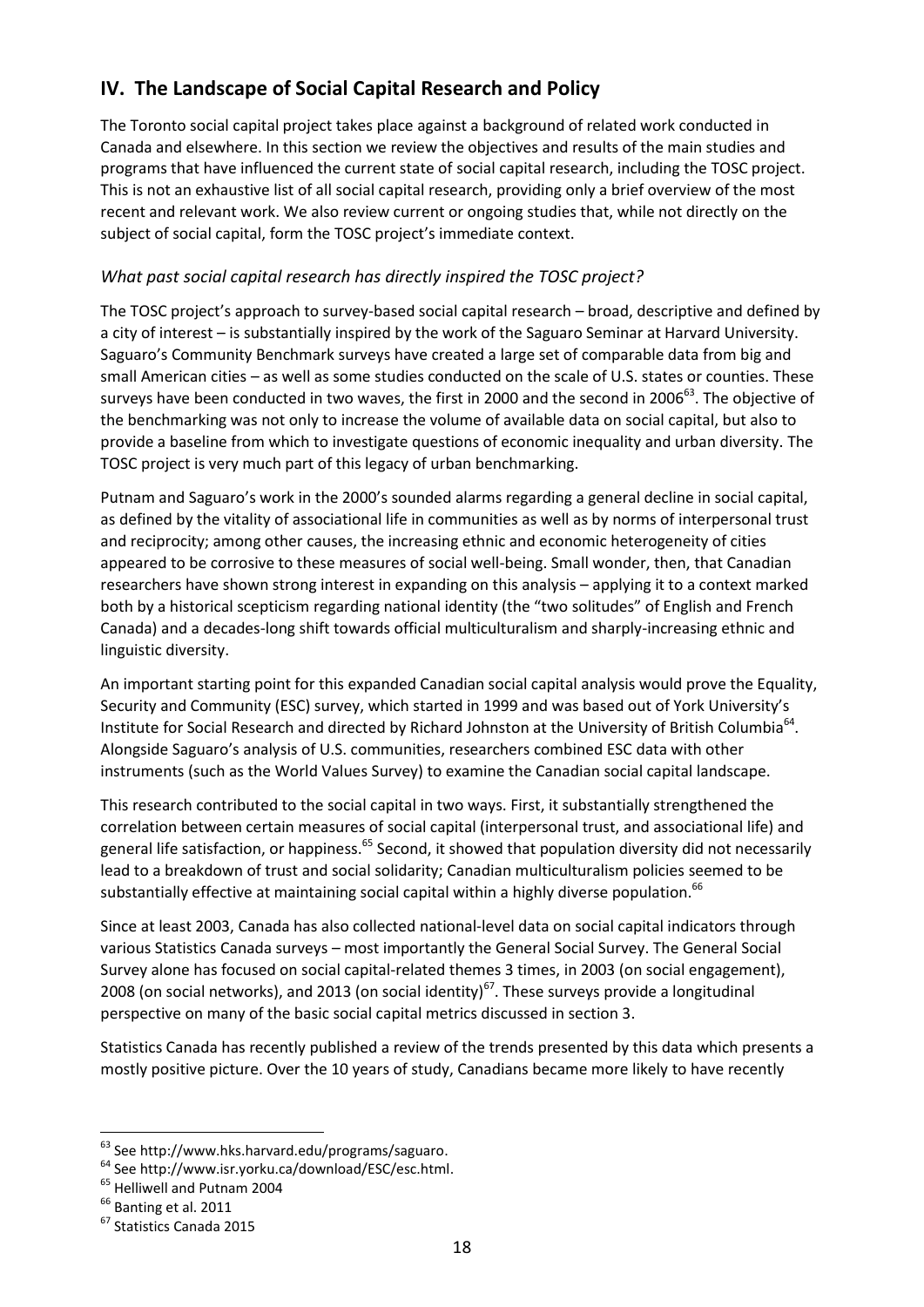## IV. The Landscape of Social Capital Research and Policy

The Toronto social capital project takes place against a background of related work conducted in Canada and elsewhere. In this section we review the objectives and results of the main studies and programs that have influenced the current state of social capital research, including the TOSC project. This is not an exhaustive list of all social capital research, providing only a brief overview of the most recent and relevant work. We also review current or ongoing studies that, while not directly on the subject of social capital, form the TOSC project's immediate context.

### *What past social capital research has directly inspired the TOSC project?*

The TOSC project's approach to survey-based social capital research – broad, descriptive and defined by a city of interest – is substantially inspired by the work of the Saguaro Seminar at Harvard University. Saguaro's Community Benchmark surveys have created a large set of comparable data from big and small American cities – as well as some studies conducted on the scale of U.S. states or counties. These surveys have been conducted in two waves, the first in 2000 and the second in 2006[63]. The objective of the benchmarking was not only to increase the volume of available data on social capital, but also to provide a baseline from which to investigate questions of economic inequality and urban diversity. The TOSC project is very much part of this legacy of urban benchmarking.

Putnam and Saguaro's work in the 2000's sounded alarms regarding a general decline in social capital, as defined by the vitality of associational life in communities as well as by norms of interpersonal trust and reciprocity; among other causes, the increasing ethnic and economic heterogeneity of cities appeared to be corrosive to these measures of social well-being. Small wonder, then, that Canadian researchers have shown strong interest in expanding on this analysis – applying it to a context marked both by a historical scepticism regarding national identity (the "two solitudes" of English and French Canada) and a decades-long shift towards official multiculturalism and sharply-increasing ethnic and linguistic diversity.

An important starting point for this expanded Canadian social capital analysis would prove the Equality, Security and Community (ESC) survey, which started in 1999 and was based out of York University's Institute for Social Research and directed by Richard Johnston at the University of British Columbia[64]. Alongside Saguaro's analysis of U.S. communities, researchers combined ESC data with other instruments (such as the World Values Survey) to examine the Canadian social capital landscape.

This research contributed to the social capital in two ways. First, it substantially strengthened the correlation between certain measures of social capital (interpersonal trust, and associational life) and general life satisfaction, or happiness.[65] Second, it showed that population diversity did not necessarily lead to a breakdown of trust and social solidarity; Canadian multiculturalism policies seemed to be substantially effective at maintaining social capital within a highly diverse population.[66]

Since at least 2003, Canada has also collected national-level data on social capital indicators through various Statistics Canada surveys – most importantly the General Social Survey. The General Social Survey alone has focused on social capital-related themes 3 times, in 2003 (on social engagement), 2008 (on social networks), and 2013 (on social identity)[67]. These surveys provide a longitudinal perspective on many of the basic social capital metrics discussed in section 3.

Statistics Canada has recently published a review of the trends presented by this data which presents a mostly positive picture. Over the 10 years of study, Canadians became more likely to have recently

---

[63] See http://www.hks.harvard.edu/programs/saguaro.

[64] See http://www.isr.yorku.ca/download/ESC/esc.html.

[65] Helliwell and Putnam 2004

[66] Banting et al. 2011

[67] Statistics Canada 2015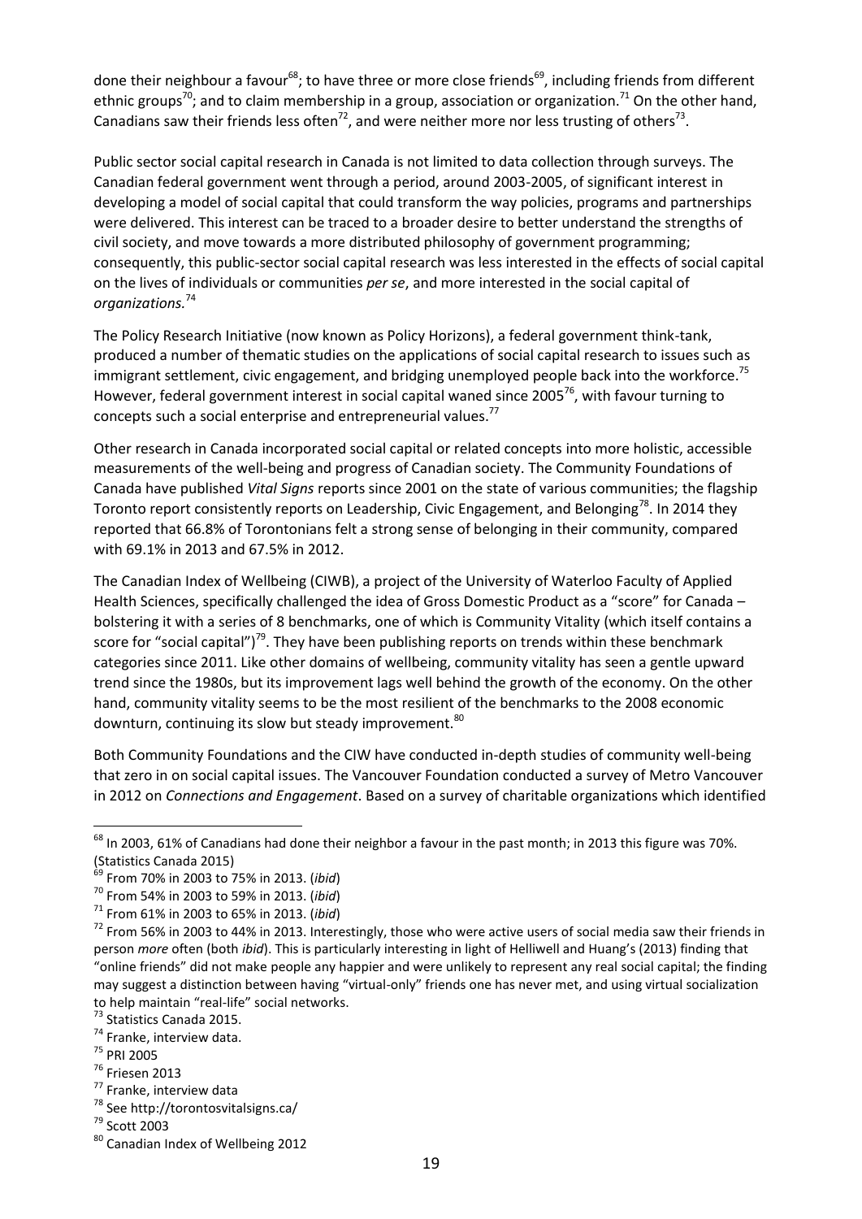done their neighbour a favour[68]; to have three or more close friends[69], including friends from different ethnic groups[70]; and to claim membership in a group, association or organization.[71] On the other hand, Canadians saw their friends less often[72], and were neither more nor less trusting of others[73].

Public sector social capital research in Canada is not limited to data collection through surveys. The Canadian federal government went through a period, around 2003-2005, of significant interest in developing a model of social capital that could transform the way policies, programs and partnerships were delivered. This interest can be traced to a broader desire to better understand the strengths of civil society, and move towards a more distributed philosophy of government programming; consequently, this public-sector social capital research was less interested in the effects of social capital on the lives of individuals or communities *per se*, and more interested in the social capital of *organizations.*[74]

The Policy Research Initiative (now known as Policy Horizons), a federal government think-tank, produced a number of thematic studies on the applications of social capital research to issues such as immigrant settlement, civic engagement, and bridging unemployed people back into the workforce.[75] However, federal government interest in social capital waned since 2005[76], with favour turning to concepts such a social enterprise and entrepreneurial values.[77]

Other research in Canada incorporated social capital or related concepts into more holistic, accessible measurements of the well-being and progress of Canadian society. The Community Foundations of Canada have published *Vital Signs* reports since 2001 on the state of various communities; the flagship Toronto report consistently reports on Leadership, Civic Engagement, and Belonging[78]. In 2014 they reported that 66.8% of Torontonians felt a strong sense of belonging in their community, compared with 69.1% in 2013 and 67.5% in 2012.

The Canadian Index of Wellbeing (CIWB), a project of the University of Waterloo Faculty of Applied Health Sciences, specifically challenged the idea of Gross Domestic Product as a "score" for Canada – bolstering it with a series of 8 benchmarks, one of which is Community Vitality (which itself contains a score for "social capital")[79]. They have been publishing reports on trends within these benchmark categories since 2011. Like other domains of wellbeing, community vitality has seen a gentle upward trend since the 1980s, but its improvement lags well behind the growth of the economy. On the other hand, community vitality seems to be the most resilient of the benchmarks to the 2008 economic downturn, continuing its slow but steady improvement.[80]

Both Community Foundations and the CIW have conducted in-depth studies of community well-being that zero in on social capital issues. The Vancouver Foundation conducted a survey of Metro Vancouver in 2012 on *Connections and Engagement*. Based on a survey of charitable organizations which identified

---

[68] In 2003, 61% of Canadians had done their neighbor a favour in the past month; in 2013 this figure was 70%. (Statistics Canada 2015)

[69] From 70% in 2003 to 75% in 2013. (*ibid*)

[70] From 54% in 2003 to 59% in 2013. (*ibid*)

[71] From 61% in 2003 to 65% in 2013. (*ibid*)

[72] From 56% in 2003 to 44% in 2013. Interestingly, those who were active users of social media saw their friends in person *more* often (both *ibid*). This is particularly interesting in light of Helliwell and Huang's (2013) finding that "online friends" did not make people any happier and were unlikely to represent any real social capital; the finding may suggest a distinction between having "virtual-only" friends one has never met, and using virtual socialization to help maintain "real-life" social networks.

[73] Statistics Canada 2015.

[74] Franke, interview data.

[75] PRI 2005

[76] Friesen 2013

[77] Franke, interview data

[78] See http://torontosvitalsigns.ca/

[79] Scott 2003

[80] Canadian Index of Wellbeing 2012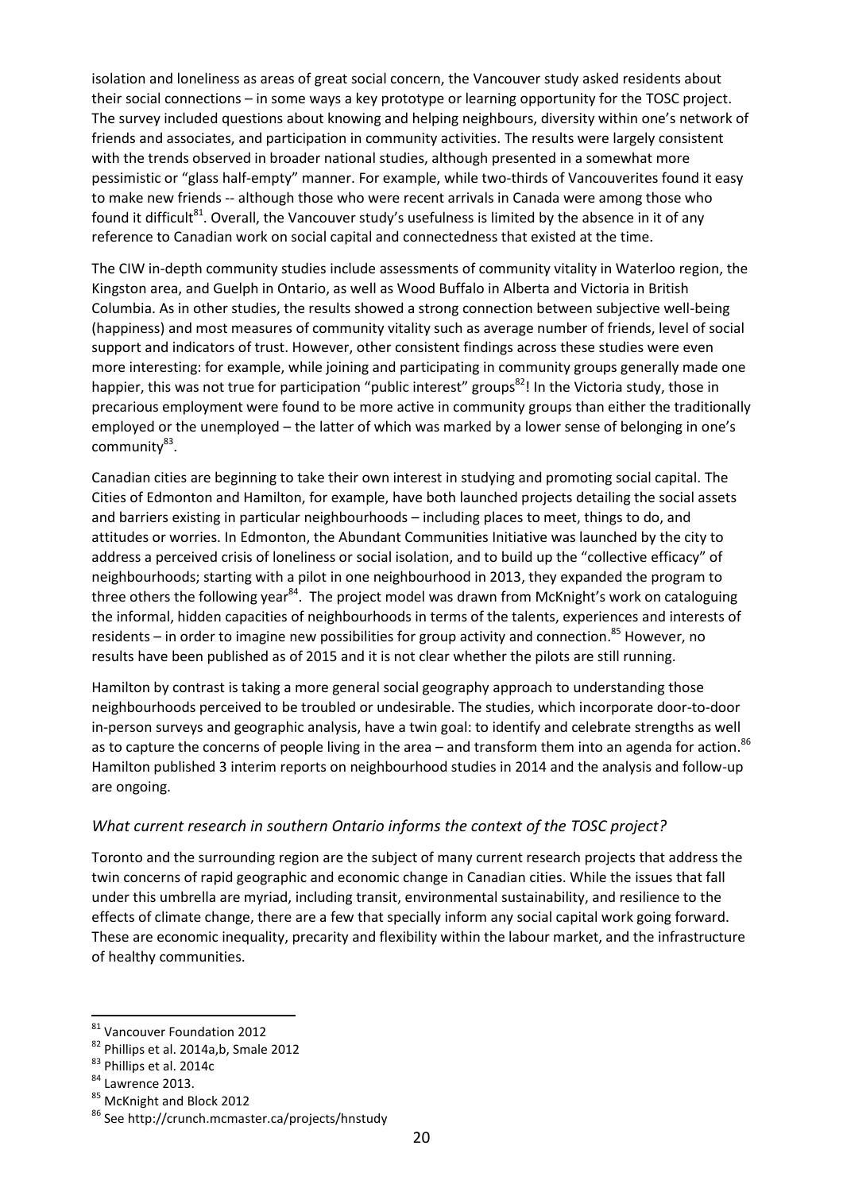isolation and loneliness as areas of great social concern, the Vancouver study asked residents about their social connections – in some ways a key prototype or learning opportunity for the TOSC project. The survey included questions about knowing and helping neighbours, diversity within one's network of friends and associates, and participation in community activities. The results were largely consistent with the trends observed in broader national studies, although presented in a somewhat more pessimistic or "glass half-empty" manner. For example, while two-thirds of Vancouverites found it easy to make new friends -- although those who were recent arrivals in Canada were among those who found it difficult[81]. Overall, the Vancouver study's usefulness is limited by the absence in it of any reference to Canadian work on social capital and connectedness that existed at the time.

The CIW in-depth community studies include assessments of community vitality in Waterloo region, the Kingston area, and Guelph in Ontario, as well as Wood Buffalo in Alberta and Victoria in British Columbia. As in other studies, the results showed a strong connection between subjective well-being (happiness) and most measures of community vitality such as average number of friends, level of social support and indicators of trust. However, other consistent findings across these studies were even more interesting: for example, while joining and participating in community groups generally made one happier, this was not true for participation "public interest" groups[82]! In the Victoria study, those in precarious employment were found to be more active in community groups than either the traditionally employed or the unemployed – the latter of which was marked by a lower sense of belonging in one's community[83].

Canadian cities are beginning to take their own interest in studying and promoting social capital. The Cities of Edmonton and Hamilton, for example, have both launched projects detailing the social assets and barriers existing in particular neighbourhoods – including places to meet, things to do, and attitudes or worries. In Edmonton, the Abundant Communities Initiative was launched by the city to address a perceived crisis of loneliness or social isolation, and to build up the "collective efficacy" of neighbourhoods; starting with a pilot in one neighbourhood in 2013, they expanded the program to three others the following year[84]. The project model was drawn from McKnight's work on cataloguing the informal, hidden capacities of neighbourhoods in terms of the talents, experiences and interests of residents – in order to imagine new possibilities for group activity and connection.[85] However, no results have been published as of 2015 and it is not clear whether the pilots are still running.

Hamilton by contrast is taking a more general social geography approach to understanding those neighbourhoods perceived to be troubled or undesirable. The studies, which incorporate door-to-door in-person surveys and geographic analysis, have a twin goal: to identify and celebrate strengths as well as to capture the concerns of people living in the area – and transform them into an agenda for action.[86] Hamilton published 3 interim reports on neighbourhood studies in 2014 and the analysis and follow-up are ongoing.

### *What current research in southern Ontario informs the context of the TOSC project?*

Toronto and the surrounding region are the subject of many current research projects that address the twin concerns of rapid geographic and economic change in Canadian cities. While the issues that fall under this umbrella are myriad, including transit, environmental sustainability, and resilience to the effects of climate change, there are a few that specially inform any social capital work going forward. These are economic inequality, precarity and flexibility within the labour market, and the infrastructure of healthy communities.

---

[81] Vancouver Foundation 2012

[82] Phillips et al. 2014a,b, Smale 2012

[83] Phillips et al. 2014c

[84] Lawrence 2013.

[85] McKnight and Block 2012

[86] See http://crunch.mcmaster.ca/projects/hnstudy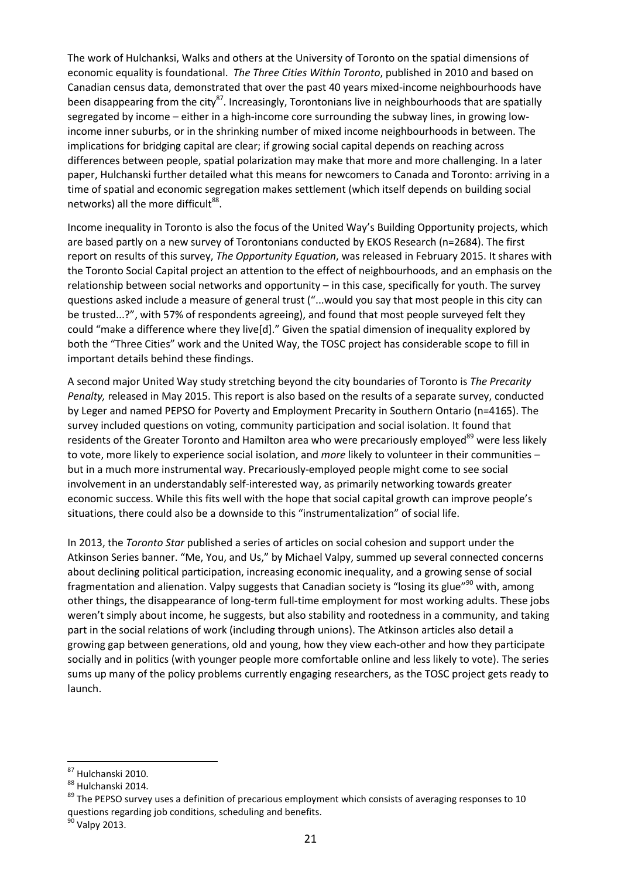The work of Hulchanksi, Walks and others at the University of Toronto on the spatial dimensions of economic equality is foundational. *The Three Cities Within Toronto*, published in 2010 and based on Canadian census data, demonstrated that over the past 40 years mixed-income neighbourhoods have been disappearing from the city[87]. Increasingly, Torontonians live in neighbourhoods that are spatially segregated by income – either in a high-income core surrounding the subway lines, in growing low-income inner suburbs, or in the shrinking number of mixed income neighbourhoods in between. The implications for bridging capital are clear; if growing social capital depends on reaching across differences between people, spatial polarization may make that more and more challenging. In a later paper, Hulchanski further detailed what this means for newcomers to Canada and Toronto: arriving in a time of spatial and economic segregation makes settlement (which itself depends on building social networks) all the more difficult[88].

Income inequality in Toronto is also the focus of the United Way's Building Opportunity projects, which are based partly on a new survey of Torontonians conducted by EKOS Research (n=2684). The first report on results of this survey, *The Opportunity Equation*, was released in February 2015. It shares with the Toronto Social Capital project an attention to the effect of neighbourhoods, and an emphasis on the relationship between social networks and opportunity – in this case, specifically for youth. The survey questions asked include a measure of general trust ("...would you say that most people in this city can be trusted...?", with 57% of respondents agreeing), and found that most people surveyed felt they could "make a difference where they live[d]." Given the spatial dimension of inequality explored by both the "Three Cities" work and the United Way, the TOSC project has considerable scope to fill in important details behind these findings.

A second major United Way study stretching beyond the city boundaries of Toronto is *The Precarity Penalty,* released in May 2015. This report is also based on the results of a separate survey, conducted by Leger and named PEPSO for Poverty and Employment Precarity in Southern Ontario (n=4165). The survey included questions on voting, community participation and social isolation. It found that residents of the Greater Toronto and Hamilton area who were precariously employed[89] were less likely to vote, more likely to experience social isolation, and *more* likely to volunteer in their communities – but in a much more instrumental way. Precariously-employed people might come to see social involvement in an understandably self-interested way, as primarily networking towards greater economic success. While this fits well with the hope that social capital growth can improve people's situations, there could also be a downside to this "instrumentalization" of social life.

In 2013, the *Toronto Star* published a series of articles on social cohesion and support under the Atkinson Series banner. "Me, You, and Us," by Michael Valpy, summed up several connected concerns about declining political participation, increasing economic inequality, and a growing sense of social fragmentation and alienation. Valpy suggests that Canadian society is "losing its glue"[90] with, among other things, the disappearance of long-term full-time employment for most working adults. These jobs weren't simply about income, he suggests, but also stability and rootedness in a community, and taking part in the social relations of work (including through unions). The Atkinson articles also detail a growing gap between generations, old and young, how they view each-other and how they participate socially and in politics (with younger people more comfortable online and less likely to vote). The series sums up many of the policy problems currently engaging researchers, as the TOSC project gets ready to launch.

---

[87] Hulchanski 2010.

[88] Hulchanski 2014.

[89] The PEPSO survey uses a definition of precarious employment which consists of averaging responses to 10 questions regarding job conditions, scheduling and benefits.

[90] Valpy 2013.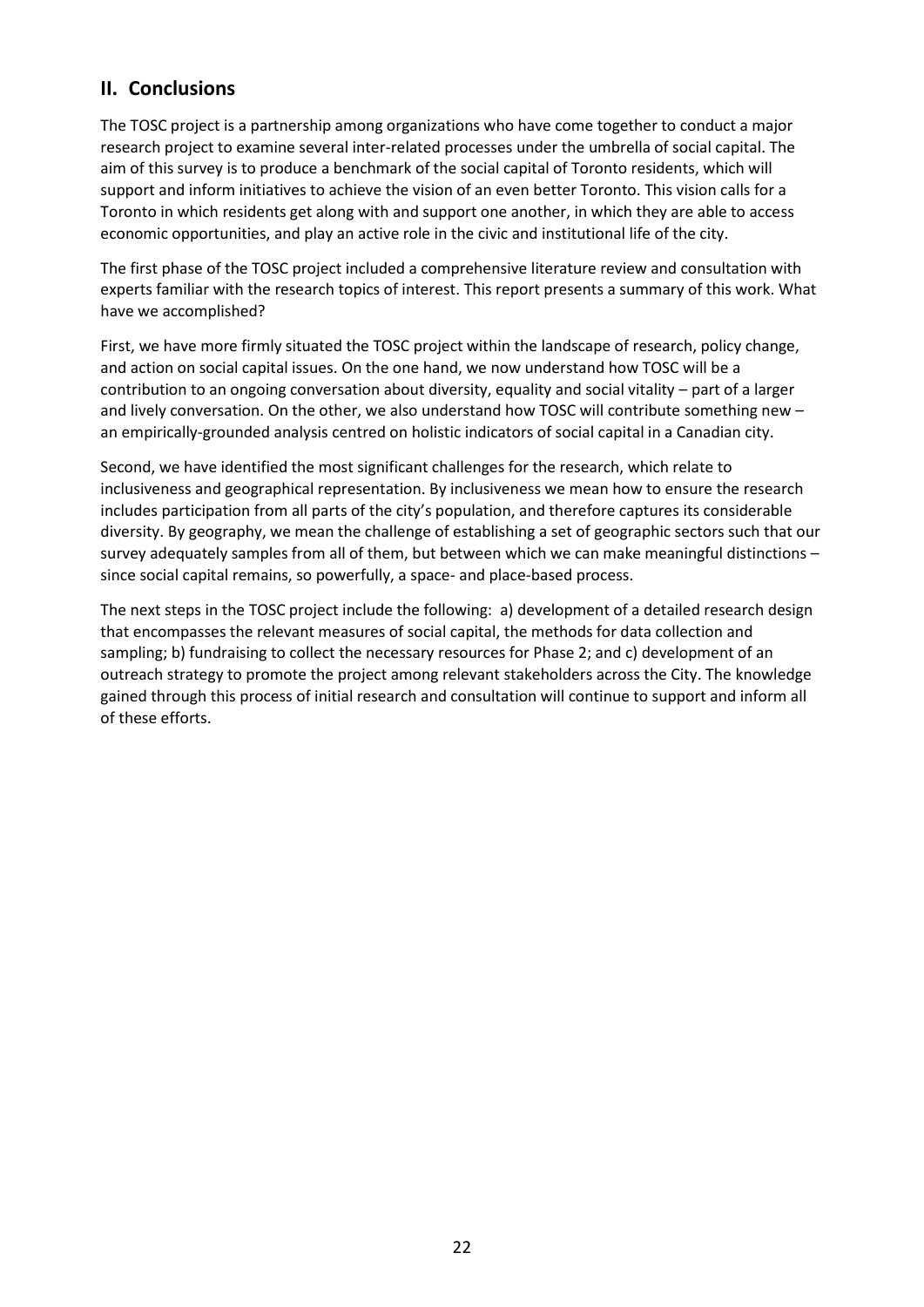## II. Conclusions

The TOSC project is a partnership among organizations who have come together to conduct a major research project to examine several inter-related processes under the umbrella of social capital. The aim of this survey is to produce a benchmark of the social capital of Toronto residents, which will support and inform initiatives to achieve the vision of an even better Toronto. This vision calls for a Toronto in which residents get along with and support one another, in which they are able to access economic opportunities, and play an active role in the civic and institutional life of the city.

The first phase of the TOSC project included a comprehensive literature review and consultation with experts familiar with the research topics of interest. This report presents a summary of this work. What have we accomplished?

First, we have more firmly situated the TOSC project within the landscape of research, policy change, and action on social capital issues. On the one hand, we now understand how TOSC will be a contribution to an ongoing conversation about diversity, equality and social vitality – part of a larger and lively conversation. On the other, we also understand how TOSC will contribute something new – an empirically-grounded analysis centred on holistic indicators of social capital in a Canadian city.

Second, we have identified the most significant challenges for the research, which relate to inclusiveness and geographical representation. By inclusiveness we mean how to ensure the research includes participation from all parts of the city's population, and therefore captures its considerable diversity. By geography, we mean the challenge of establishing a set of geographic sectors such that our survey adequately samples from all of them, but between which we can make meaningful distinctions – since social capital remains, so powerfully, a space- and place-based process.

The next steps in the TOSC project include the following: a) development of a detailed research design that encompasses the relevant measures of social capital, the methods for data collection and sampling; b) fundraising to collect the necessary resources for Phase 2; and c) development of an outreach strategy to promote the project among relevant stakeholders across the City. The knowledge gained through this process of initial research and consultation will continue to support and inform all of these efforts.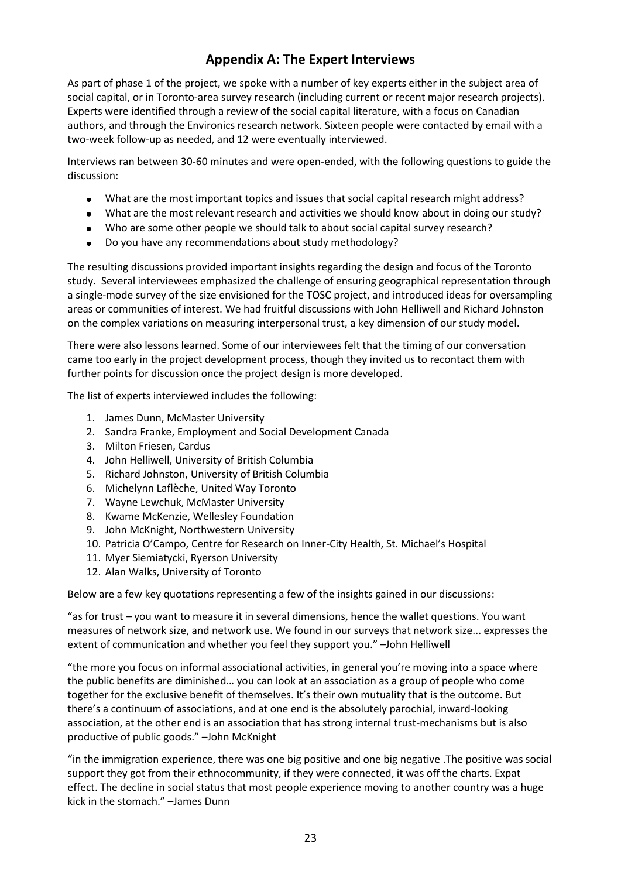# Appendix A: The Expert Interviews

As part of phase 1 of the project, we spoke with a number of key experts either in the subject area of social capital, or in Toronto-area survey research (including current or recent major research projects). Experts were identified through a review of the social capital literature, with a focus on Canadian authors, and through the Environics research network. Sixteen people were contacted by email with a two-week follow-up as needed, and 12 were eventually interviewed.

Interviews ran between 30-60 minutes and were open-ended, with the following questions to guide the discussion:

- What are the most important topics and issues that social capital research might address?
- What are the most relevant research and activities we should know about in doing our study?
- Who are some other people we should talk to about social capital survey research?
- Do you have any recommendations about study methodology?

The resulting discussions provided important insights regarding the design and focus of the Toronto study. Several interviewees emphasized the challenge of ensuring geographical representation through a single-mode survey of the size envisioned for the TOSC project, and introduced ideas for oversampling areas or communities of interest. We had fruitful discussions with John Helliwell and Richard Johnston on the complex variations on measuring interpersonal trust, a key dimension of our study model.

There were also lessons learned. Some of our interviewees felt that the timing of our conversation came too early in the project development process, though they invited us to recontact them with further points for discussion once the project design is more developed.

The list of experts interviewed includes the following:

1. James Dunn, McMaster University
2. Sandra Franke, Employment and Social Development Canada
3. Milton Friesen, Cardus
4. John Helliwell, University of British Columbia
5. Richard Johnston, University of British Columbia
6. Michelynn Laflèche, United Way Toronto
7. Wayne Lewchuk, McMaster University
8. Kwame McKenzie, Wellesley Foundation
9. John McKnight, Northwestern University
10. Patricia O'Campo, Centre for Research on Inner-City Health, St. Michael's Hospital
11. Myer Siemiatycki, Ryerson University
12. Alan Walks, University of Toronto

Below are a few key quotations representing a few of the insights gained in our discussions:

"as for trust – you want to measure it in several dimensions, hence the wallet questions. You want measures of network size, and network use. We found in our surveys that network size... expresses the extent of communication and whether you feel they support you." –John Helliwell

"the more you focus on informal associational activities, in general you're moving into a space where the public benefits are diminished… you can look at an association as a group of people who come together for the exclusive benefit of themselves. It's their own mutuality that is the outcome. But there's a continuum of associations, and at one end is the absolutely parochial, inward-looking association, at the other end is an association that has strong internal trust-mechanisms but is also productive of public goods." –John McKnight

"in the immigration experience, there was one big positive and one big negative .The positive was social support they got from their ethnocommunity, if they were connected, it was off the charts. Expat effect. The decline in social status that most people experience moving to another country was a huge kick in the stomach." –James Dunn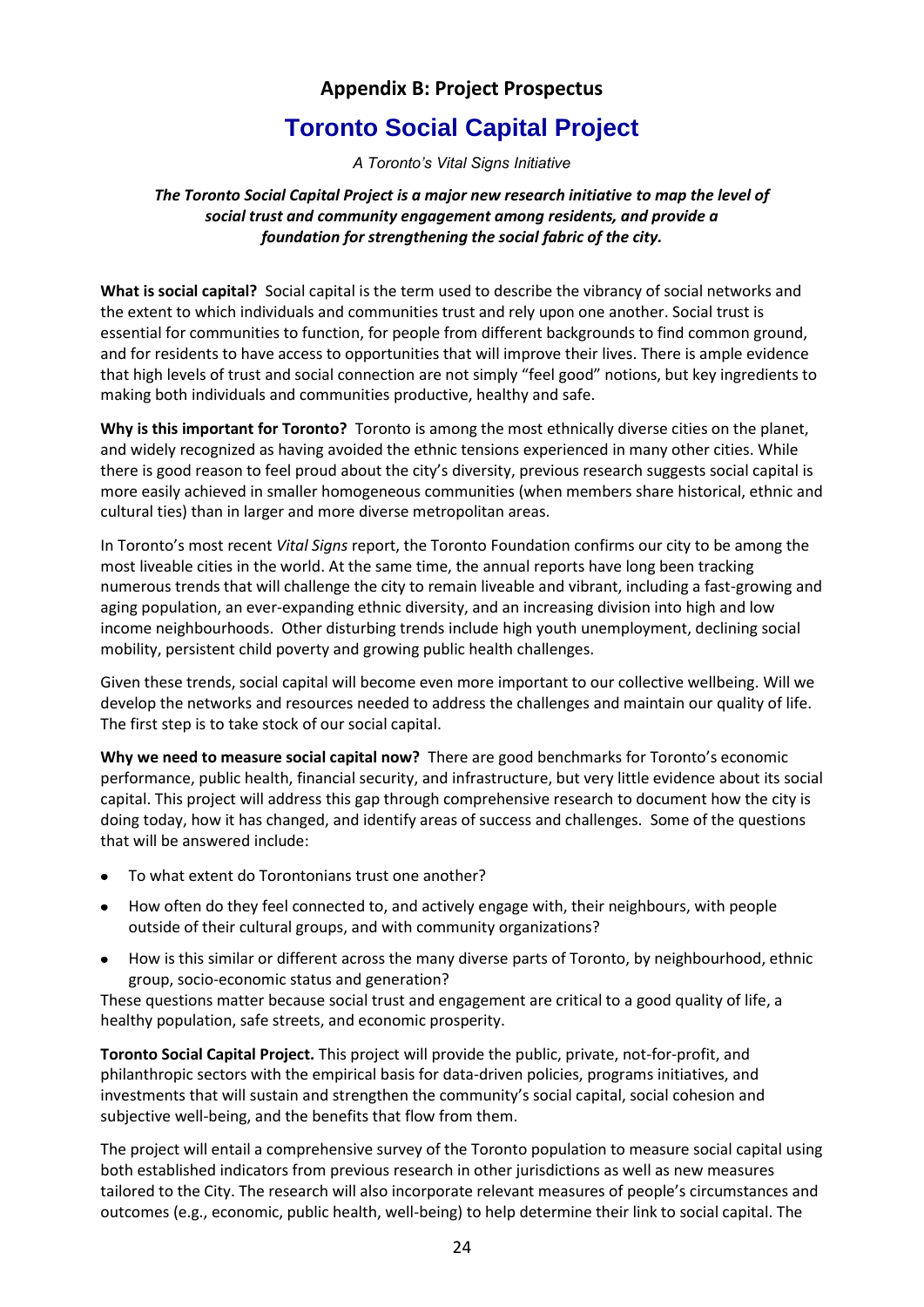## Appendix B: Project Prospectus

# Toronto Social Capital Project

*A Toronto's Vital Signs Initiative*

***The Toronto Social Capital Project is a major new research initiative to map the level of social trust and community engagement among residents, and provide a foundation for strengthening the social fabric of the city.***

**What is social capital?** Social capital is the term used to describe the vibrancy of social networks and the extent to which individuals and communities trust and rely upon one another. Social trust is essential for communities to function, for people from different backgrounds to find common ground, and for residents to have access to opportunities that will improve their lives. There is ample evidence that high levels of trust and social connection are not simply "feel good" notions, but key ingredients to making both individuals and communities productive, healthy and safe.

**Why is this important for Toronto?** Toronto is among the most ethnically diverse cities on the planet, and widely recognized as having avoided the ethnic tensions experienced in many other cities. While there is good reason to feel proud about the city's diversity, previous research suggests social capital is more easily achieved in smaller homogeneous communities (when members share historical, ethnic and cultural ties) than in larger and more diverse metropolitan areas.

In Toronto's most recent *Vital Signs* report, the Toronto Foundation confirms our city to be among the most liveable cities in the world. At the same time, the annual reports have long been tracking numerous trends that will challenge the city to remain liveable and vibrant, including a fast-growing and aging population, an ever-expanding ethnic diversity, and an increasing division into high and low income neighbourhoods. Other disturbing trends include high youth unemployment, declining social mobility, persistent child poverty and growing public health challenges.

Given these trends, social capital will become even more important to our collective wellbeing. Will we develop the networks and resources needed to address the challenges and maintain our quality of life. The first step is to take stock of our social capital.

**Why we need to measure social capital now?** There are good benchmarks for Toronto's economic performance, public health, financial security, and infrastructure, but very little evidence about its social capital. This project will address this gap through comprehensive research to document how the city is doing today, how it has changed, and identify areas of success and challenges. Some of the questions that will be answered include:

- To what extent do Torontonians trust one another?
- How often do they feel connected to, and actively engage with, their neighbours, with people outside of their cultural groups, and with community organizations?
- How is this similar or different across the many diverse parts of Toronto, by neighbourhood, ethnic group, socio-economic status and generation?

These questions matter because social trust and engagement are critical to a good quality of life, a healthy population, safe streets, and economic prosperity.

**Toronto Social Capital Project.** This project will provide the public, private, not-for-profit, and philanthropic sectors with the empirical basis for data-driven policies, programs initiatives, and investments that will sustain and strengthen the community's social capital, social cohesion and subjective well-being, and the benefits that flow from them.

The project will entail a comprehensive survey of the Toronto population to measure social capital using both established indicators from previous research in other jurisdictions as well as new measures tailored to the City. The research will also incorporate relevant measures of people's circumstances and outcomes (e.g., economic, public health, well-being) to help determine their link to social capital. The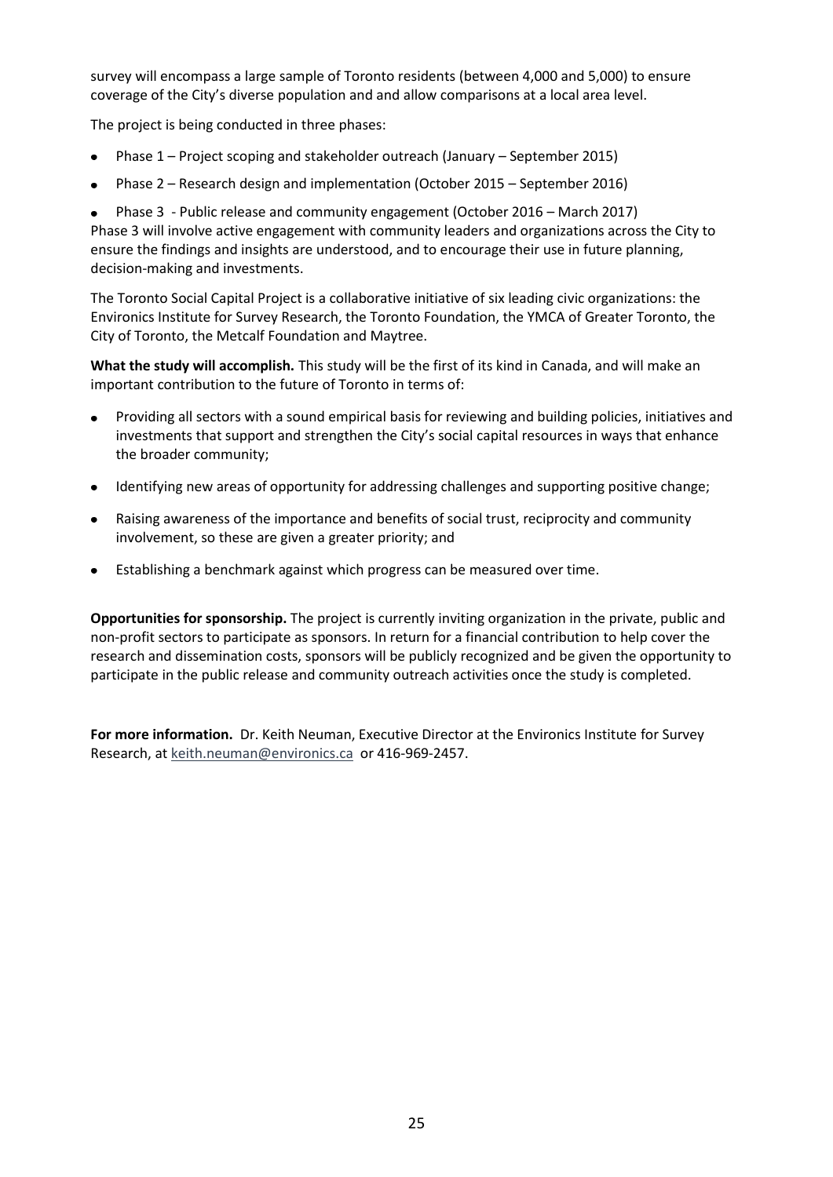survey will encompass a large sample of Toronto residents (between 4,000 and 5,000) to ensure coverage of the City's diverse population and and allow comparisons at a local area level.

The project is being conducted in three phases:

- Phase 1 – Project scoping and stakeholder outreach (January – September 2015)
- Phase 2 – Research design and implementation (October 2015 – September 2016)
- Phase 3 - Public release and community engagement (October 2016 – March 2017)

Phase 3 will involve active engagement with community leaders and organizations across the City to ensure the findings and insights are understood, and to encourage their use in future planning, decision-making and investments.

The Toronto Social Capital Project is a collaborative initiative of six leading civic organizations: the Environics Institute for Survey Research, the Toronto Foundation, the YMCA of Greater Toronto, the City of Toronto, the Metcalf Foundation and Maytree.

**What the study will accomplish.** This study will be the first of its kind in Canada, and will make an important contribution to the future of Toronto in terms of:

- Providing all sectors with a sound empirical basis for reviewing and building policies, initiatives and investments that support and strengthen the City's social capital resources in ways that enhance the broader community;
- Identifying new areas of opportunity for addressing challenges and supporting positive change;
- Raising awareness of the importance and benefits of social trust, reciprocity and community involvement, so these are given a greater priority; and
- Establishing a benchmark against which progress can be measured over time.

**Opportunities for sponsorship.** The project is currently inviting organization in the private, public and non-profit sectors to participate as sponsors. In return for a financial contribution to help cover the research and dissemination costs, sponsors will be publicly recognized and be given the opportunity to participate in the public release and community outreach activities once the study is completed.

**For more information.** Dr. Keith Neuman, Executive Director at the Environics Institute for Survey Research, at keith.neuman@environics.ca or 416-969-2457.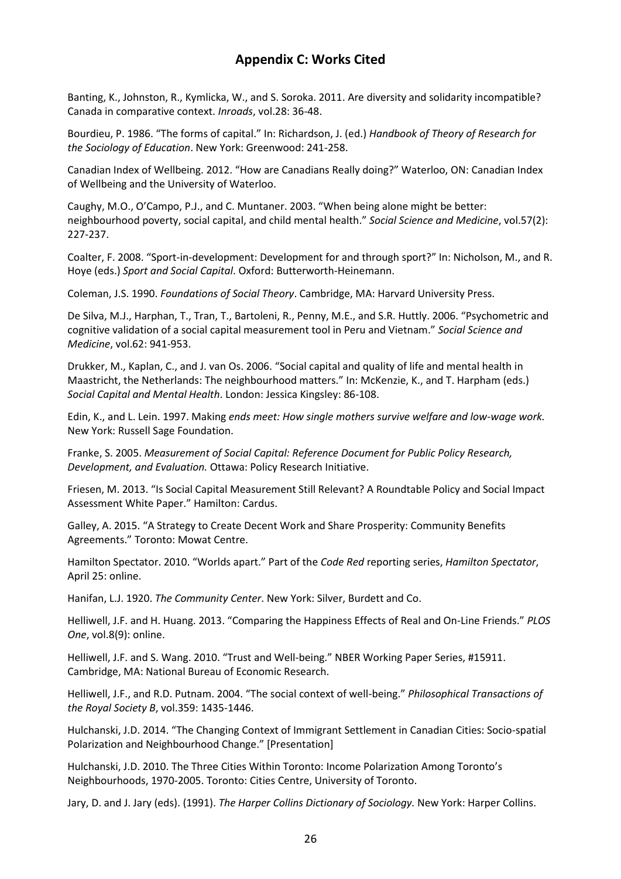## Appendix C: Works Cited

Banting, K., Johnston, R., Kymlicka, W., and S. Soroka. 2011. Are diversity and solidarity incompatible? Canada in comparative context. *Inroads*, vol.28: 36-48.

Bourdieu, P. 1986. "The forms of capital." In: Richardson, J. (ed.) *Handbook of Theory of Research for the Sociology of Education*. New York: Greenwood: 241-258.

Canadian Index of Wellbeing. 2012. "How are Canadians Really doing?" Waterloo, ON: Canadian Index of Wellbeing and the University of Waterloo.

Caughy, M.O., O'Campo, P.J., and C. Muntaner. 2003. "When being alone might be better: neighbourhood poverty, social capital, and child mental health." *Social Science and Medicine*, vol.57(2): 227-237.

Coalter, F. 2008. "Sport-in-development: Development for and through sport?" In: Nicholson, M., and R. Hoye (eds.) *Sport and Social Capital*. Oxford: Butterworth-Heinemann.

Coleman, J.S. 1990. *Foundations of Social Theory*. Cambridge, MA: Harvard University Press.

De Silva, M.J., Harphan, T., Tran, T., Bartoleni, R., Penny, M.E., and S.R. Huttly. 2006. "Psychometric and cognitive validation of a social capital measurement tool in Peru and Vietnam." *Social Science and Medicine*, vol.62: 941-953.

Drukker, M., Kaplan, C., and J. van Os. 2006. "Social capital and quality of life and mental health in Maastricht, the Netherlands: The neighbourhood matters." In: McKenzie, K., and T. Harpham (eds.) *Social Capital and Mental Health*. London: Jessica Kingsley: 86-108.

Edin, K., and L. Lein. 1997. Making *ends meet: How single mothers survive welfare and low-wage work.* New York: Russell Sage Foundation.

Franke, S. 2005. *Measurement of Social Capital: Reference Document for Public Policy Research, Development, and Evaluation.* Ottawa: Policy Research Initiative.

Friesen, M. 2013. "Is Social Capital Measurement Still Relevant? A Roundtable Policy and Social Impact Assessment White Paper." Hamilton: Cardus.

Galley, A. 2015. "A Strategy to Create Decent Work and Share Prosperity: Community Benefits Agreements." Toronto: Mowat Centre.

Hamilton Spectator. 2010. "Worlds apart." Part of the *Code Red* reporting series, *Hamilton Spectator*, April 25: online.

Hanifan, L.J. 1920. *The Community Center*. New York: Silver, Burdett and Co.

Helliwell, J.F. and H. Huang. 2013. "Comparing the Happiness Effects of Real and On-Line Friends." *PLOS One*, vol.8(9): online.

Helliwell, J.F. and S. Wang. 2010. "Trust and Well-being." NBER Working Paper Series, #15911. Cambridge, MA: National Bureau of Economic Research.

Helliwell, J.F., and R.D. Putnam. 2004. "The social context of well-being." *Philosophical Transactions of the Royal Society B*, vol.359: 1435-1446.

Hulchanski, J.D. 2014. "The Changing Context of Immigrant Settlement in Canadian Cities: Socio-spatial Polarization and Neighbourhood Change." [Presentation]

Hulchanski, J.D. 2010. The Three Cities Within Toronto: Income Polarization Among Toronto's Neighbourhoods, 1970-2005. Toronto: Cities Centre, University of Toronto.

Jary, D. and J. Jary (eds). (1991). *The Harper Collins Dictionary of Sociology.* New York: Harper Collins.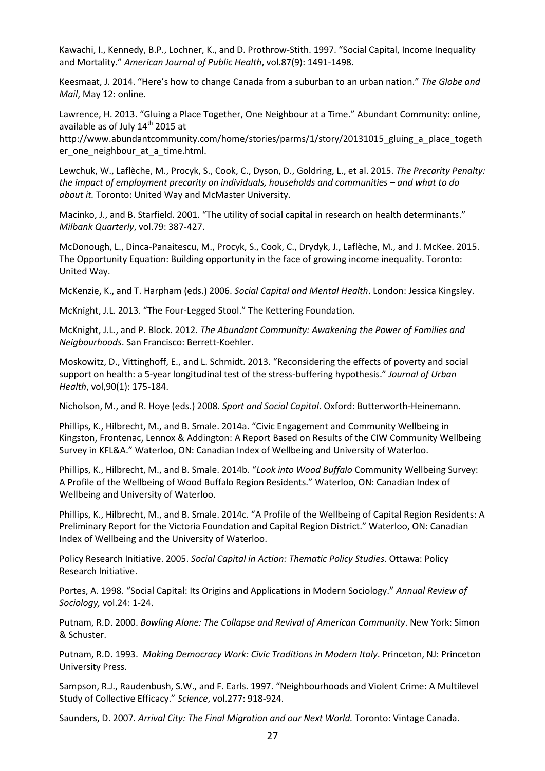Kawachi, I., Kennedy, B.P., Lochner, K., and D. Prothrow-Stith. 1997. "Social Capital, Income Inequality and Mortality." *American Journal of Public Health*, vol.87(9): 1491-1498.

Keesmaat, J. 2014. "Here's how to change Canada from a suburban to an urban nation." *The Globe and Mail*, May 12: online.

Lawrence, H. 2013. "Gluing a Place Together, One Neighbour at a Time." Abundant Community: online, available as of July 14th 2015 at http://www.abundantcommunity.com/home/stories/parms/1/story/20131015_gluing_a_place_together_one_neighbour_at_a_time.html.

Lewchuk, W., Laflèche, M., Procyk, S., Cook, C., Dyson, D., Goldring, L., et al. 2015. *The Precarity Penalty: the impact of employment precarity on individuals, households and communities – and what to do about it.* Toronto: United Way and McMaster University.

Macinko, J., and B. Starfield. 2001. "The utility of social capital in research on health determinants." *Milbank Quarterly*, vol.79: 387-427.

McDonough, L., Dinca-Panaitescu, M., Procyk, S., Cook, C., Drydyk, J., Laflèche, M., and J. McKee. 2015. The Opportunity Equation: Building opportunity in the face of growing income inequality. Toronto: United Way.

McKenzie, K., and T. Harpham (eds.) 2006. *Social Capital and Mental Health*. London: Jessica Kingsley.

McKnight, J.L. 2013. "The Four-Legged Stool." The Kettering Foundation.

McKnight, J.L., and P. Block. 2012. *The Abundant Community: Awakening the Power of Families and Neigbourhoods*. San Francisco: Berrett-Koehler.

Moskowitz, D., Vittinghoff, E., and L. Schmidt. 2013. "Reconsidering the effects of poverty and social support on health: a 5-year longitudinal test of the stress-buffering hypothesis." *Journal of Urban Health*, vol,90(1): 175-184.

Nicholson, M., and R. Hoye (eds.) 2008. *Sport and Social Capital*. Oxford: Butterworth-Heinemann.

Phillips, K., Hilbrecht, M., and B. Smale. 2014a. "Civic Engagement and Community Wellbeing in Kingston, Frontenac, Lennox & Addington: A Report Based on Results of the CIW Community Wellbeing Survey in KFL&A." Waterloo, ON: Canadian Index of Wellbeing and University of Waterloo.

Phillips, K., Hilbrecht, M., and B. Smale. 2014b. "*Look into Wood Buffalo* Community Wellbeing Survey: A Profile of the Wellbeing of Wood Buffalo Region Residents." Waterloo, ON: Canadian Index of Wellbeing and University of Waterloo.

Phillips, K., Hilbrecht, M., and B. Smale. 2014c. "A Profile of the Wellbeing of Capital Region Residents: A Preliminary Report for the Victoria Foundation and Capital Region District." Waterloo, ON: Canadian Index of Wellbeing and the University of Waterloo.

Policy Research Initiative. 2005. *Social Capital in Action: Thematic Policy Studies*. Ottawa: Policy Research Initiative.

Portes, A. 1998. "Social Capital: Its Origins and Applications in Modern Sociology." *Annual Review of Sociology,* vol.24: 1-24.

Putnam, R.D. 2000. *Bowling Alone: The Collapse and Revival of American Community*. New York: Simon & Schuster.

Putnam, R.D. 1993. *Making Democracy Work: Civic Traditions in Modern Italy*. Princeton, NJ: Princeton University Press.

Sampson, R.J., Raudenbush, S.W., and F. Earls. 1997. "Neighbourhoods and Violent Crime: A Multilevel Study of Collective Efficacy." *Science*, vol.277: 918-924.

Saunders, D. 2007. *Arrival City: The Final Migration and our Next World.* Toronto: Vintage Canada.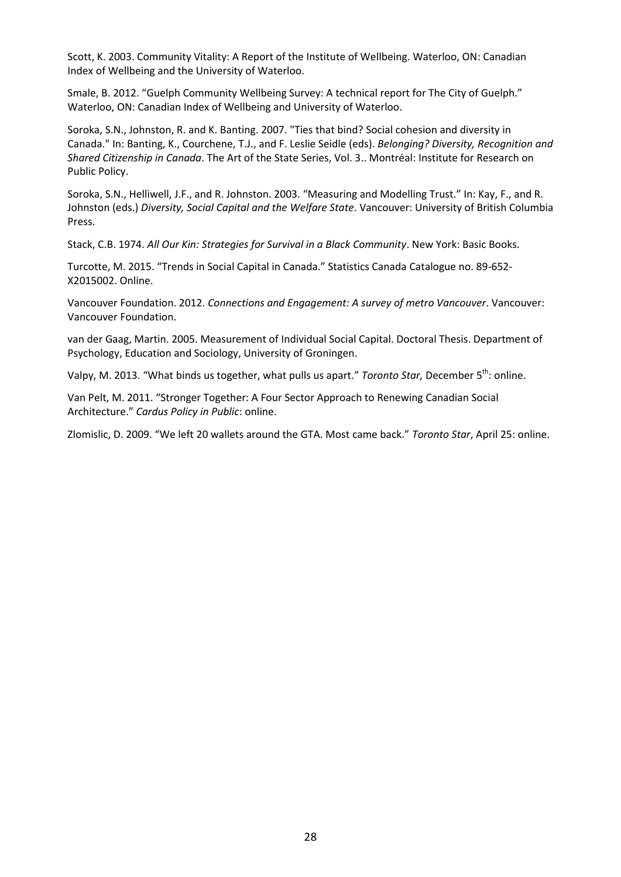Scott, K. 2003. Community Vitality: A Report of the Institute of Wellbeing. Waterloo, ON: Canadian Index of Wellbeing and the University of Waterloo.

Smale, B. 2012. “Guelph Community Wellbeing Survey: A technical report for The City of Guelph.” Waterloo, ON: Canadian Index of Wellbeing and University of Waterloo.

Soroka, S.N., Johnston, R. and K. Banting. 2007. "Ties that bind? Social cohesion and diversity in Canada." In: Banting, K., Courchene, T.J., and F. Leslie Seidle (eds). *Belonging? Diversity, Recognition and Shared Citizenship in Canada*. The Art of the State Series, Vol. 3.. Montréal: Institute for Research on Public Policy.

Soroka, S.N., Helliwell, J.F., and R. Johnston. 2003. “Measuring and Modelling Trust.” In: Kay, F., and R. Johnston (eds.) *Diversity, Social Capital and the Welfare State*. Vancouver: University of British Columbia Press.

Stack, C.B. 1974. *All Our Kin: Strategies for Survival in a Black Community*. New York: Basic Books.

Turcotte, M. 2015. “Trends in Social Capital in Canada.” Statistics Canada Catalogue no. 89-652-X2015002. Online.

Vancouver Foundation. 2012. *Connections and Engagement: A survey of metro Vancouver*. Vancouver: Vancouver Foundation.

van der Gaag, Martin. 2005. Measurement of Individual Social Capital. Doctoral Thesis. Department of Psychology, Education and Sociology, University of Groningen.

Valpy, M. 2013. “What binds us together, what pulls us apart.” *Toronto Star,* December 5th: online.

Van Pelt, M. 2011. “Stronger Together: A Four Sector Approach to Renewing Canadian Social Architecture.” *Cardus Policy in Public*: online.

Zlomislic, D. 2009. “We left 20 wallets around the GTA. Most came back.” *Toronto Star*, April 25: online.